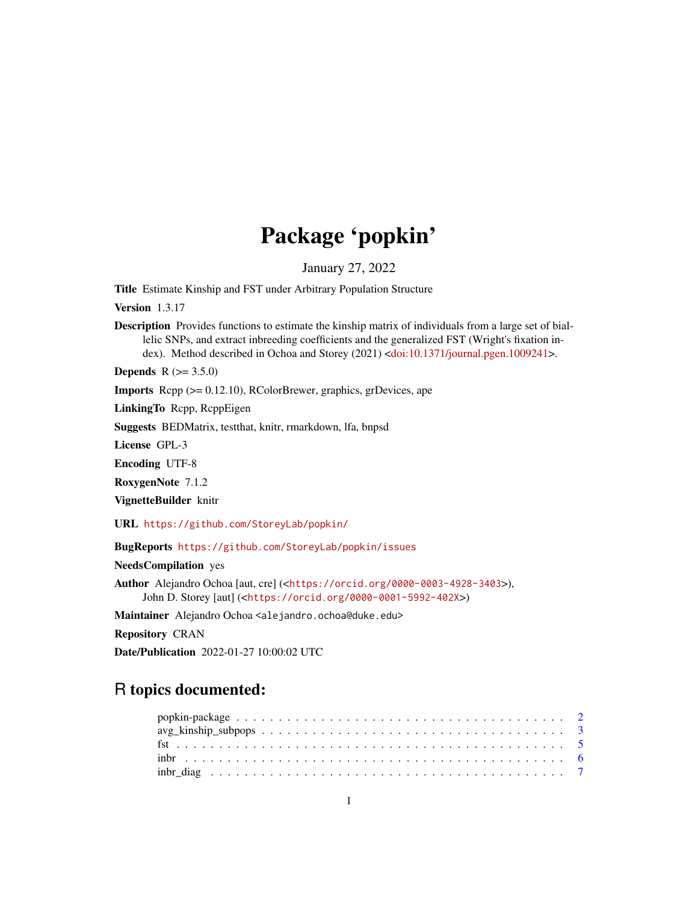# Package 'popkin'

January 27, 2022

**Title** Estimate Kinship and FST under Arbitrary Population Structure

**Version** 1.3.17

**Description** Provides functions to estimate the kinship matrix of individuals from a large set of biallelic SNPs, and extract inbreeding coefficients and the generalized FST (Wright's fixation index). Method described in Ochoa and Storey (2021) <doi:10.1371/journal.pgen.1009241>.

**Depends** R (>= 3.5.0)

**Imports** Rcpp (>= 0.12.10), RColorBrewer, graphics, grDevices, ape

**LinkingTo** Rcpp, RcppEigen

**Suggests** BEDMatrix, testthat, knitr, rmarkdown, lfa, bnpsd

**License** GPL-3

**Encoding** UTF-8

**RoxygenNote** 7.1.2

**VignetteBuilder** knitr

**URL** https://github.com/StoreyLab/popkin/

**BugReports** https://github.com/StoreyLab/popkin/issues

**NeedsCompilation** yes

**Author** Alejandro Ochoa [aut, cre] (<https://orcid.org/0000-0003-4928-3403>), John D. Storey [aut] (<https://orcid.org/0000-0001-5992-402X>)

**Maintainer** Alejandro Ochoa <alejandro.ochoa@duke.edu>

**Repository** CRAN

**Date/Publication** 2022-01-27 10:00:02 UTC

## R topics documented:

- popkin-package . . . . . . . . . . . . . . . . . . . . . . . . . . . . . . . . . . . . 2
- avg_kinship_subpops . . . . . . . . . . . . . . . . . . . . . . . . . . . . . . . . 3
- fst . . . . . . . . . . . . . . . . . . . . . . . . . . . . . . . . . . . . . . . . . . 5
- inbr . . . . . . . . . . . . . . . . . . . . . . . . . . . . . . . . . . . . . . . . . 6
- inbr_diag . . . . . . . . . . . . . . . . . . . . . . . . . . . . . . . . . . . . . . 7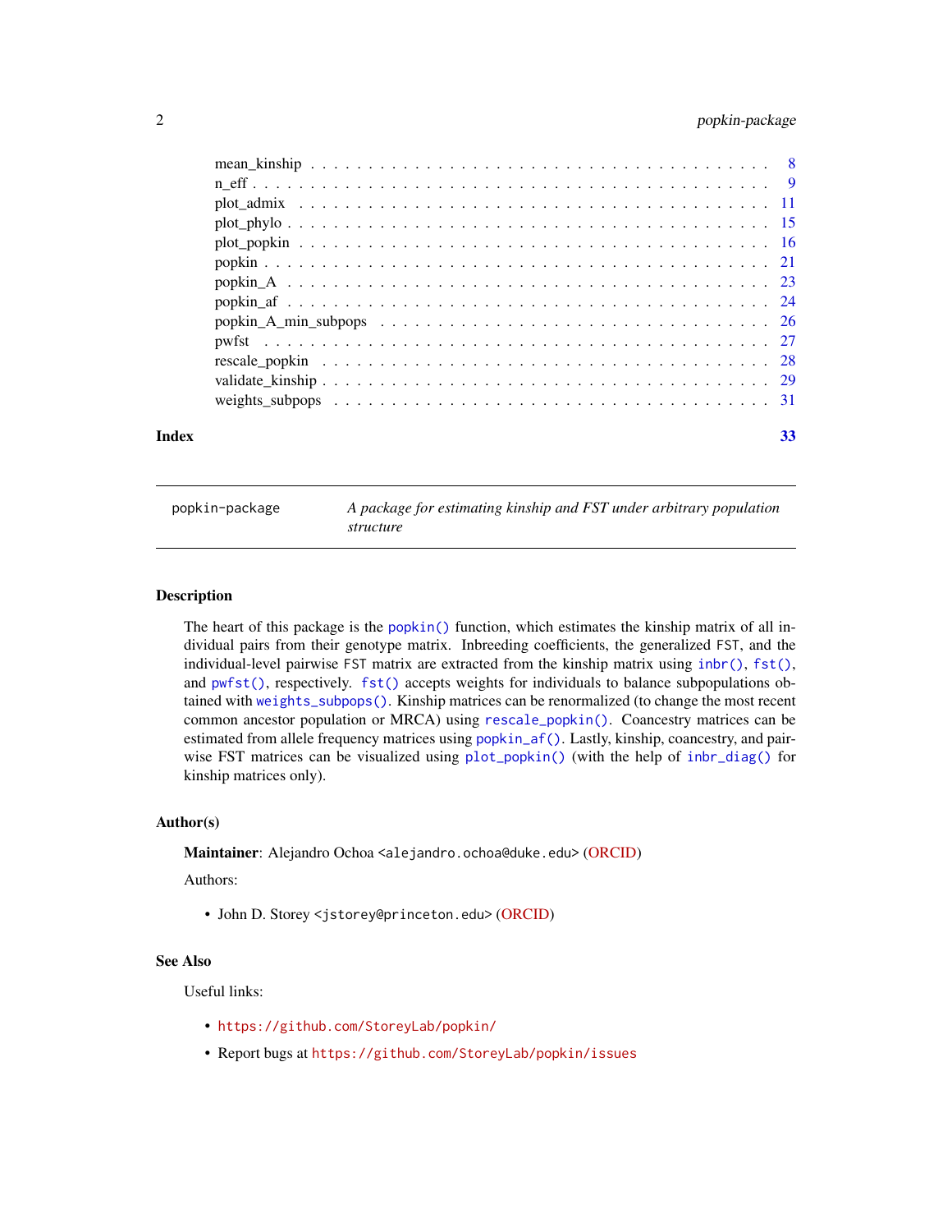| | |
|---|---|
| mean_kinship | 8 |
| n_eff | 9 |
| plot_admix | 11 |
| plot_phylo | 15 |
| plot_popkin | 16 |
| popkin | 21 |
| popkin_A | 23 |
| popkin_af | 24 |
| popkin_A_min_subpops | 26 |
| pwfst | 27 |
| rescale_popkin | 28 |
| validate_kinship | 29 |
| weights_subpops | 31 |

**Index** 33

---

`popkin-package` *A package for estimating kinship and FST under arbitrary population structure*

---

### Description

The heart of this package is the `popkin()` function, which estimates the kinship matrix of all individual pairs from their genotype matrix. Inbreeding coefficients, the generalized `FST`, and the individual-level pairwise `FST` matrix are extracted from the kinship matrix using `inbr()`, `fst()`, and `pwfst()`, respectively. `fst()` accepts weights for individuals to balance subpopulations obtained with `weights_subpops()`. Kinship matrices can be renormalized (to change the most recent common ancestor population or MRCA) using `rescale_popkin()`. Coancestry matrices can be estimated from allele frequency matrices using `popkin_af()`. Lastly, kinship, coancestry, and pairwise FST matrices can be visualized using `plot_popkin()` (with the help of `inbr_diag()` for kinship matrices only).

### Author(s)

**Maintainer**: Alejandro Ochoa <alejandro.ochoa@duke.edu> (ORCID)

Authors:

- John D. Storey <jstorey@princeton.edu> (ORCID)

### See Also

Useful links:

- `https://github.com/StoreyLab/popkin/`
- Report bugs at `https://github.com/StoreyLab/popkin/issues`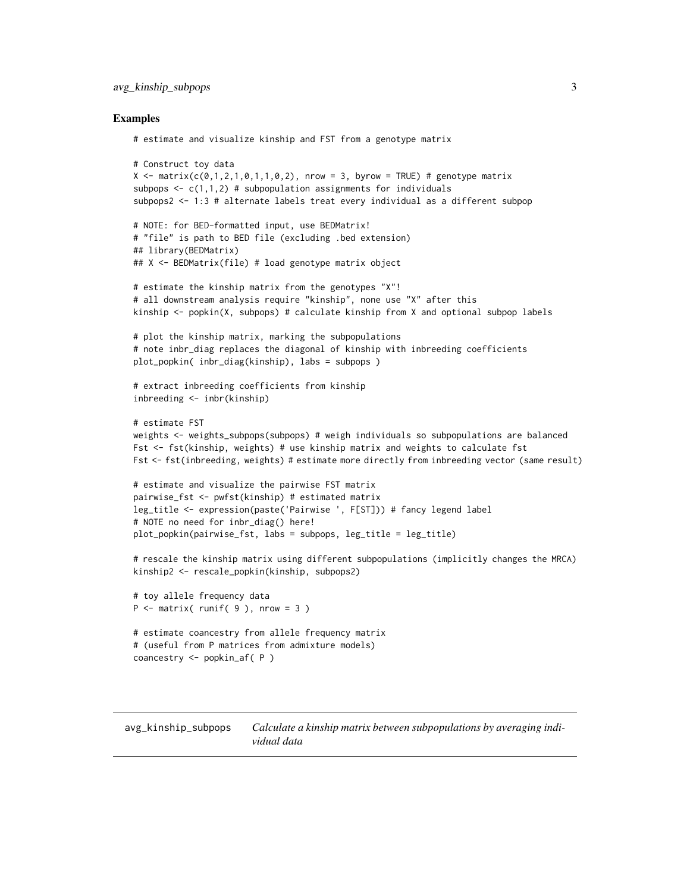## Examples

```
# estimate and visualize kinship and FST from a genotype matrix

# Construct toy data
X <- matrix(c(0,1,2,1,0,1,1,0,2), nrow = 3, byrow = TRUE) # genotype matrix
subpops <- c(1,1,2) # subpopulation assignments for individuals
subpops2 <- 1:3 # alternate labels treat every individual as a different subpop

# NOTE: for BED-formatted input, use BEDMatrix!
# "file" is path to BED file (excluding .bed extension)
## library(BEDMatrix)
## X <- BEDMatrix(file) # load genotype matrix object

# estimate the kinship matrix from the genotypes "X"!
# all downstream analysis require "kinship", none use "X" after this
kinship <- popkin(X, subpops) # calculate kinship from X and optional subpop labels

# plot the kinship matrix, marking the subpopulations
# note inbr_diag replaces the diagonal of kinship with inbreeding coefficients
plot_popkin( inbr_diag(kinship), labs = subpops )

# extract inbreeding coefficients from kinship
inbreeding <- inbr(kinship)

# estimate FST
weights <- weights_subpops(subpops) # weigh individuals so subpopulations are balanced
Fst <- fst(kinship, weights) # use kinship matrix and weights to calculate fst
Fst <- fst(inbreeding, weights) # estimate more directly from inbreeding vector (same result)

# estimate and visualize the pairwise FST matrix
pairwise_fst <- pwfst(kinship) # estimated matrix
leg_title <- expression(paste('Pairwise ', F[ST])) # fancy legend label
# NOTE no need for inbr_diag() here!
plot_popkin(pairwise_fst, labs = subpops, leg_title = leg_title)

# rescale the kinship matrix using different subpopulations (implicitly changes the MRCA)
kinship2 <- rescale_popkin(kinship, subpops2)

# toy allele frequency data
P <- matrix( runif( 9 ), nrow = 3 )

# estimate coancestry from allele frequency matrix
# (useful from P matrices from admixture models)
coancestry <- popkin_af( P )
```

---

avg_kinship_subpops &nbsp;&nbsp;&nbsp; *Calculate a kinship matrix between subpopulations by averaging individual data*

---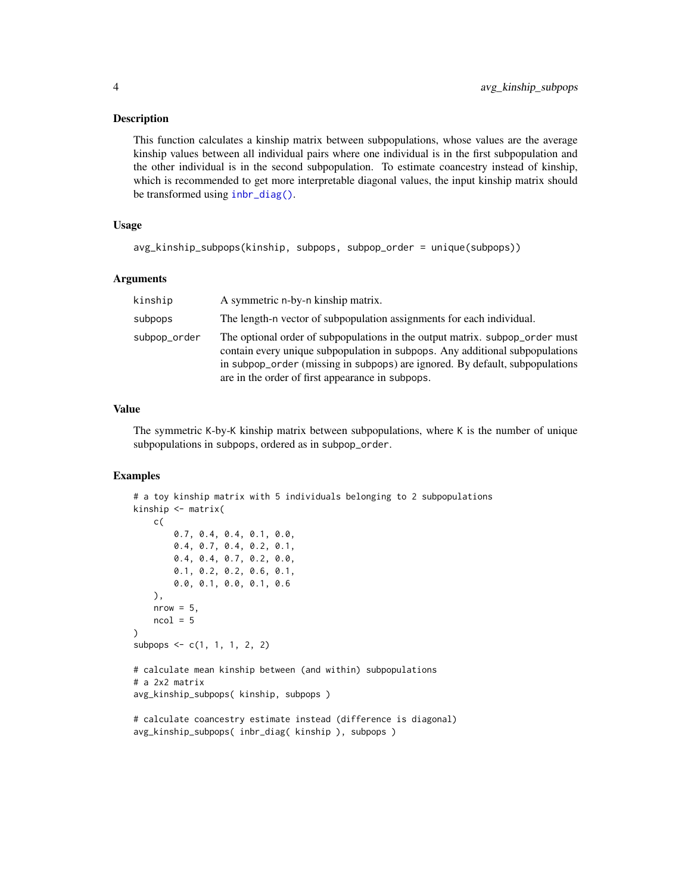## Description

This function calculates a kinship matrix between subpopulations, whose values are the average kinship values between all individual pairs where one individual is in the first subpopulation and the other individual is in the second subpopulation. To estimate coancestry instead of kinship, which is recommended to get more interpretable diagonal values, the input kinship matrix should be transformed using `inbr_diag()`.

## Usage

```
avg_kinship_subpops(kinship, subpops, subpop_order = unique(subpops))
```

## Arguments

| | |
|---|---|
| `kinship` | A symmetric n-by-n kinship matrix. |
| `subpops` | The length-n vector of subpopulation assignments for each individual. |
| `subpop_order` | The optional order of subpopulations in the output matrix. `subpop_order` must contain every unique subpopulation in `subpops`. Any additional subpopulations in `subpop_order` (missing in `subpops`) are ignored. By default, subpopulations are in the order of first appearance in `subpops`. |

## Value

The symmetric K-by-K kinship matrix between subpopulations, where K is the number of unique subpopulations in `subpops`, ordered as in `subpop_order`.

## Examples

```
# a toy kinship matrix with 5 individuals belonging to 2 subpopulations
kinship <- matrix(
    c(
        0.7, 0.4, 0.4, 0.1, 0.0,
        0.4, 0.7, 0.4, 0.2, 0.1,
        0.4, 0.4, 0.7, 0.2, 0.0,
        0.1, 0.2, 0.2, 0.6, 0.1,
        0.0, 0.1, 0.0, 0.1, 0.6
    ),
    nrow = 5,
    ncol = 5
)
subpops <- c(1, 1, 1, 2, 2)

# calculate mean kinship between (and within) subpopulations
# a 2x2 matrix
avg_kinship_subpops( kinship, subpops )

# calculate coancestry estimate instead (difference is diagonal)
avg_kinship_subpops( inbr_diag( kinship ), subpops )
```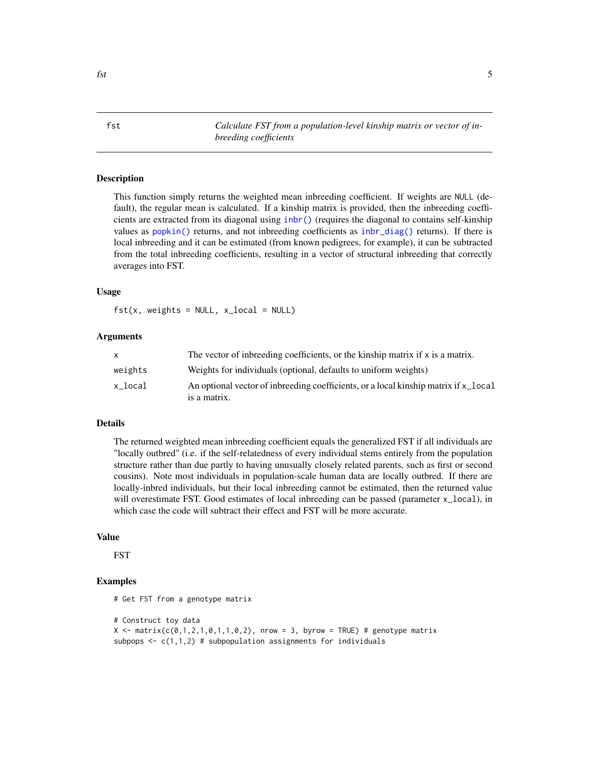## fst — *Calculate FST from a population-level kinship matrix or vector of inbreeding coefficients*

### Description

This function simply returns the weighted mean inbreeding coefficient. If weights are NULL (default), the regular mean is calculated. If a kinship matrix is provided, then the inbreeding coefficients are extracted from its diagonal using `inbr()` (requires the diagonal to contains self-kinship values as `popkin()` returns, and not inbreeding coefficients as `inbr_diag()` returns). If there is local inbreeding and it can be estimated (from known pedigrees, for example), it can be subtracted from the total inbreeding coefficients, resulting in a vector of structural inbreeding that correctly averages into FST.

### Usage

```
fst(x, weights = NULL, x_local = NULL)
```

### Arguments

| | |
|---|---|
| x | The vector of inbreeding coefficients, or the kinship matrix if x is a matrix. |
| weights | Weights for individuals (optional, defaults to uniform weights) |
| x_local | An optional vector of inbreeding coefficients, or a local kinship matrix if x_local is a matrix. |

### Details

The returned weighted mean inbreeding coefficient equals the generalized FST if all individuals are "locally outbred" (i.e. if the self-relatedness of every individual stems entirely from the population structure rather than due partly to having unusually closely related parents, such as first or second cousins). Note most individuals in population-scale human data are locally outbred. If there are locally-inbred individuals, but their local inbreeding cannot be estimated, then the returned value will overestimate FST. Good estimates of local inbreeding can be passed (parameter x_local), in which case the code will subtract their effect and FST will be more accurate.

### Value

FST

### Examples

```
# Get FST from a genotype matrix

# Construct toy data
X <- matrix(c(0,1,2,1,0,1,1,0,2), nrow = 3, byrow = TRUE) # genotype matrix
subpops <- c(1,1,2) # subpopulation assignments for individuals
```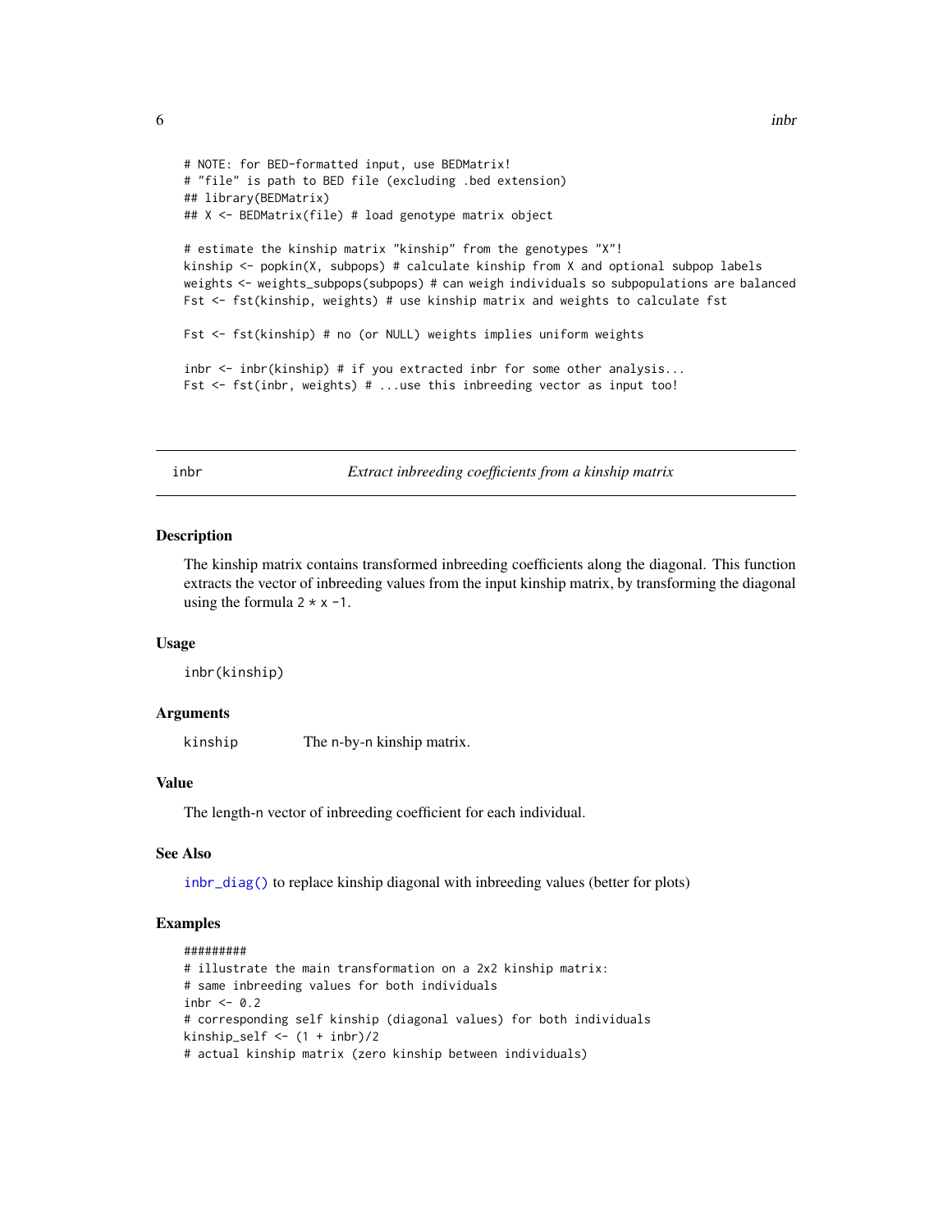```
# NOTE: for BED-formatted input, use BEDMatrix!
# "file" is path to BED file (excluding .bed extension)
## library(BEDMatrix)
## X <- BEDMatrix(file) # load genotype matrix object

# estimate the kinship matrix "kinship" from the genotypes "X"!
kinship <- popkin(X, subpops) # calculate kinship from X and optional subpop labels
weights <- weights_subpops(subpops) # can weigh individuals so subpopulations are balanced
Fst <- fst(kinship, weights) # use kinship matrix and weights to calculate fst

Fst <- fst(kinship) # no (or NULL) weights implies uniform weights

inbr <- inbr(kinship) # if you extracted inbr for some other analysis...
Fst <- fst(inbr, weights) # ...use this inbreeding vector as input too!
```

## inbr — *Extract inbreeding coefficients from a kinship matrix*

### Description

The kinship matrix contains transformed inbreeding coefficients along the diagonal. This function extracts the vector of inbreeding values from the input kinship matrix, by transforming the diagonal using the formula `2 * x -1`.

### Usage

```
inbr(kinship)
```

### Arguments

| | |
|---|---|
| kinship | The n-by-n kinship matrix. |

### Value

The length-n vector of inbreeding coefficient for each individual.

### See Also

`inbr_diag()` to replace kinship diagonal with inbreeding values (better for plots)

### Examples

```
#########
# illustrate the main transformation on a 2x2 kinship matrix:
# same inbreeding values for both individuals
inbr <- 0.2
# corresponding self kinship (diagonal values) for both individuals
kinship_self <- (1 + inbr)/2
# actual kinship matrix (zero kinship between individuals)
```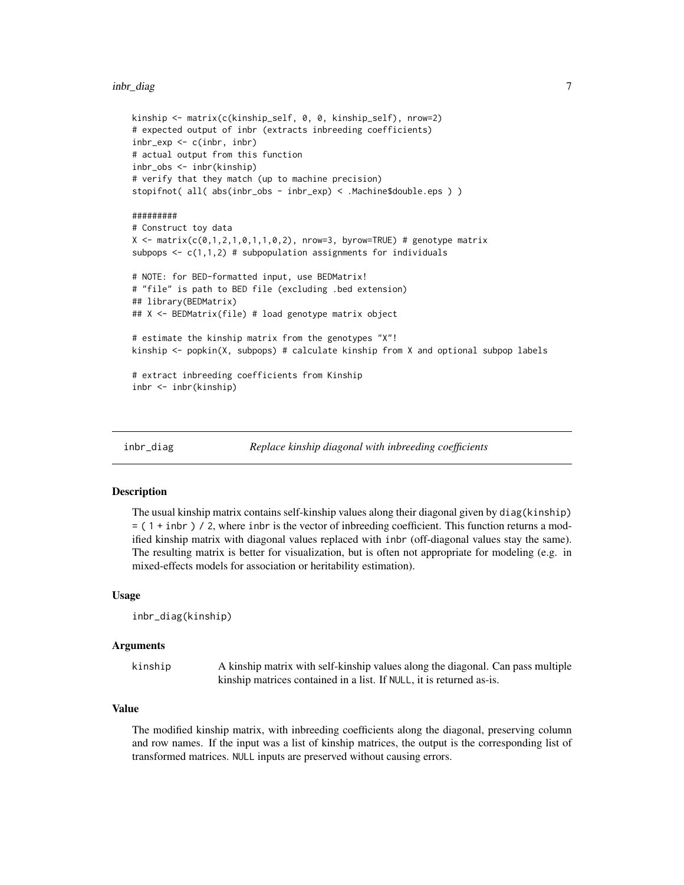```
kinship <- matrix(c(kinship_self, 0, 0, kinship_self), nrow=2)
# expected output of inbr (extracts inbreeding coefficients)
inbr_exp <- c(inbr, inbr)
# actual output from this function
inbr_obs <- inbr(kinship)
# verify that they match (up to machine precision)
stopifnot( all( abs(inbr_obs - inbr_exp) < .Machine$double.eps ) )

#########
# Construct toy data
X <- matrix(c(0,1,2,1,0,1,1,0,2), nrow=3, byrow=TRUE) # genotype matrix
subpops <- c(1,1,2) # subpopulation assignments for individuals

# NOTE: for BED-formatted input, use BEDMatrix!
# "file" is path to BED file (excluding .bed extension)
## library(BEDMatrix)
## X <- BEDMatrix(file) # load genotype matrix object

# estimate the kinship matrix from the genotypes "X"!
kinship <- popkin(X, subpops) # calculate kinship from X and optional subpop labels

# extract inbreeding coefficients from Kinship
inbr <- inbr(kinship)
```

---

## inbr_diag — *Replace kinship diagonal with inbreeding coefficients*

### Description

The usual kinship matrix contains self-kinship values along their diagonal given by `diag(kinship) = ( 1 + inbr ) / 2`, where `inbr` is the vector of inbreeding coefficient. This function returns a modified kinship matrix with diagonal values replaced with `inbr` (off-diagonal values stay the same). The resulting matrix is better for visualization, but is often not appropriate for modeling (e.g. in mixed-effects models for association or heritability estimation).

### Usage

```
inbr_diag(kinship)
```

### Arguments

| | |
|---|---|
| `kinship` | A kinship matrix with self-kinship values along the diagonal. Can pass multiple kinship matrices contained in a list. If `NULL`, it is returned as-is. |

### Value

The modified kinship matrix, with inbreeding coefficients along the diagonal, preserving column and row names. If the input was a list of kinship matrices, the output is the corresponding list of transformed matrices. `NULL` inputs are preserved without causing errors.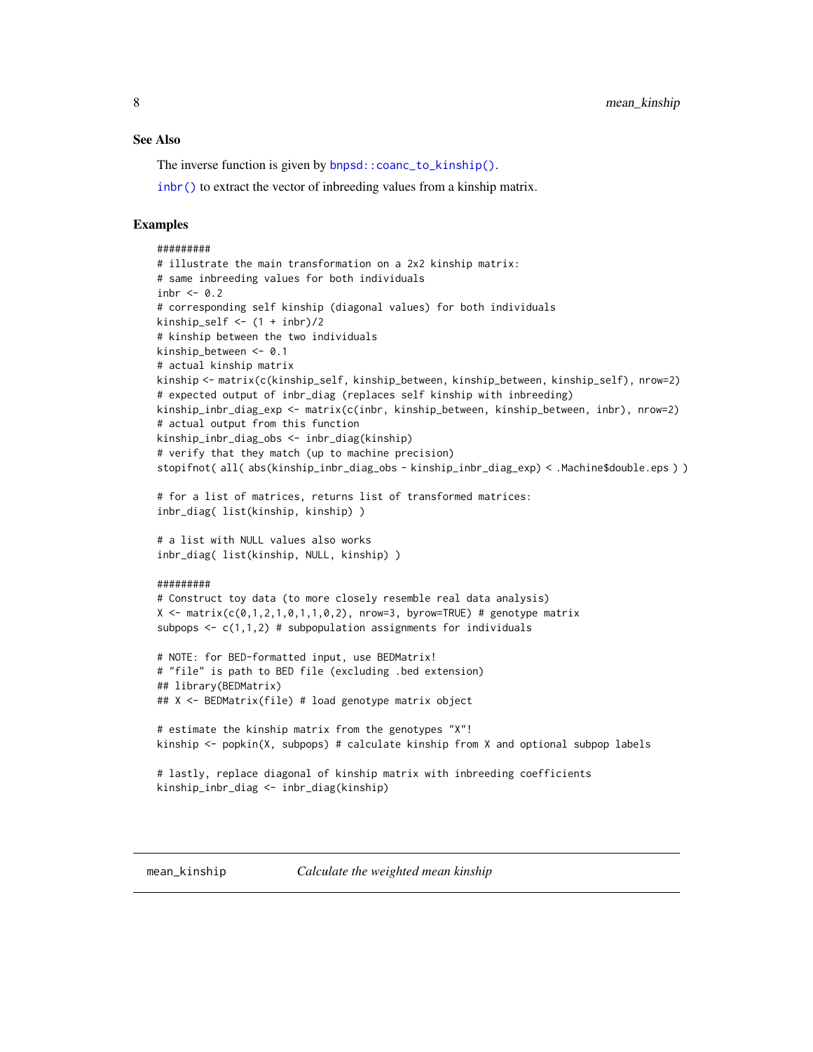## See Also

The inverse function is given by `bnpsd::coanc_to_kinship()`.

`inbr()` to extract the vector of inbreeding values from a kinship matrix.

## Examples

```
#########
# illustrate the main transformation on a 2x2 kinship matrix:
# same inbreeding values for both individuals
inbr <- 0.2
# corresponding self kinship (diagonal values) for both individuals
kinship_self <- (1 + inbr)/2
# kinship between the two individuals
kinship_between <- 0.1
# actual kinship matrix
kinship <- matrix(c(kinship_self, kinship_between, kinship_between, kinship_self), nrow=2)
# expected output of inbr_diag (replaces self kinship with inbreeding)
kinship_inbr_diag_exp <- matrix(c(inbr, kinship_between, kinship_between, inbr), nrow=2)
# actual output from this function
kinship_inbr_diag_obs <- inbr_diag(kinship)
# verify that they match (up to machine precision)
stopifnot( all( abs(kinship_inbr_diag_obs - kinship_inbr_diag_exp) < .Machine$double.eps ) )

# for a list of matrices, returns list of transformed matrices:
inbr_diag( list(kinship, kinship) )

# a list with NULL values also works
inbr_diag( list(kinship, NULL, kinship) )

#########
# Construct toy data (to more closely resemble real data analysis)
X <- matrix(c(0,1,2,1,0,1,1,0,2), nrow=3, byrow=TRUE) # genotype matrix
subpops <- c(1,1,2) # subpopulation assignments for individuals

# NOTE: for BED-formatted input, use BEDMatrix!
# "file" is path to BED file (excluding .bed extension)
## library(BEDMatrix)
## X <- BEDMatrix(file) # load genotype matrix object

# estimate the kinship matrix from the genotypes "X"!
kinship <- popkin(X, subpops) # calculate kinship from X and optional subpop labels

# lastly, replace diagonal of kinship matrix with inbreeding coefficients
kinship_inbr_diag <- inbr_diag(kinship)
```

---

# mean_kinship — *Calculate the weighted mean kinship*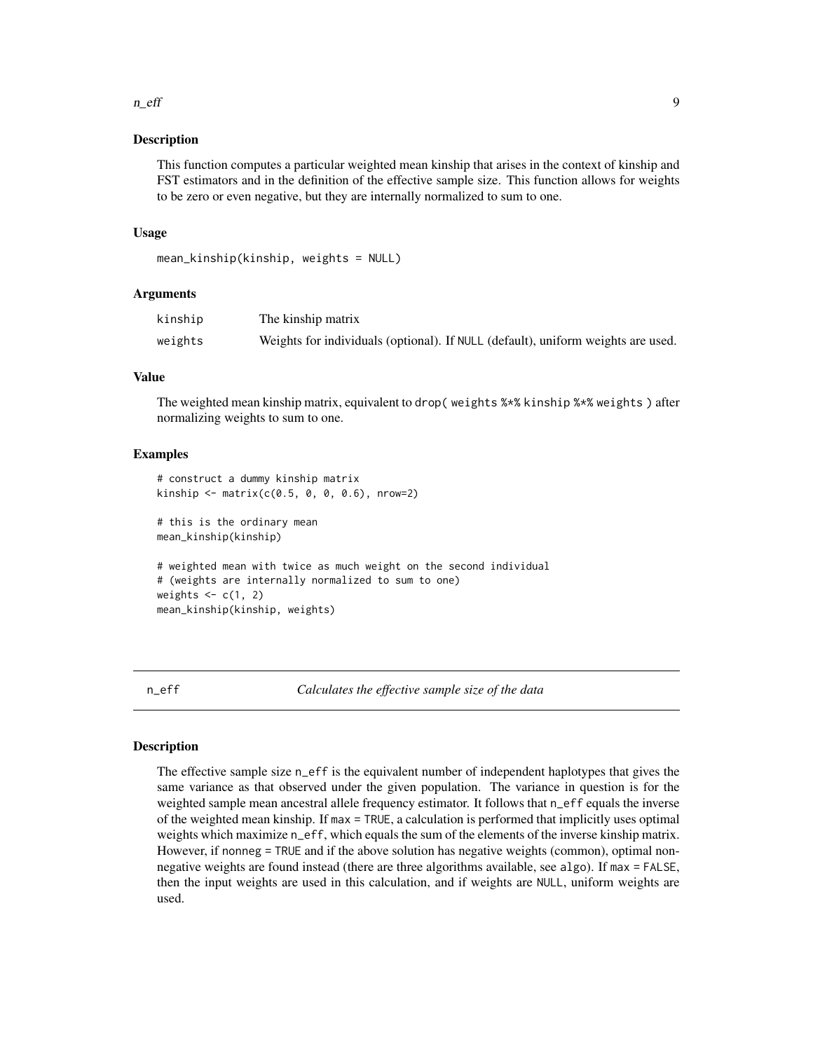### Description

This function computes a particular weighted mean kinship that arises in the context of kinship and FST estimators and in the definition of the effective sample size. This function allows for weights to be zero or even negative, but they are internally normalized to sum to one.

### Usage

```
mean_kinship(kinship, weights = NULL)
```

### Arguments

| | |
|---|---|
| kinship | The kinship matrix |
| weights | Weights for individuals (optional). If NULL (default), uniform weights are used. |

### Value

The weighted mean kinship matrix, equivalent to `drop( weights %*% kinship %*% weights )` after normalizing weights to sum to one.

### Examples

```
# construct a dummy kinship matrix
kinship <- matrix(c(0.5, 0, 0, 0.6), nrow=2)

# this is the ordinary mean
mean_kinship(kinship)

# weighted mean with twice as much weight on the second individual
# (weights are internally normalized to sum to one)
weights <- c(1, 2)
mean_kinship(kinship, weights)
```

---

## n_eff — *Calculates the effective sample size of the data*

---

### Description

The effective sample size `n_eff` is the equivalent number of independent haplotypes that gives the same variance as that observed under the given population. The variance in question is for the weighted sample mean ancestral allele frequency estimator. It follows that `n_eff` equals the inverse of the weighted mean kinship. If `max = TRUE`, a calculation is performed that implicitly uses optimal weights which maximize `n_eff`, which equals the sum of the elements of the inverse kinship matrix. However, if `nonneg = TRUE` and if the above solution has negative weights (common), optimal non-negative weights are found instead (there are three algorithms available, see `algo`). If `max = FALSE`, then the input weights are used in this calculation, and if weights are `NULL`, uniform weights are used.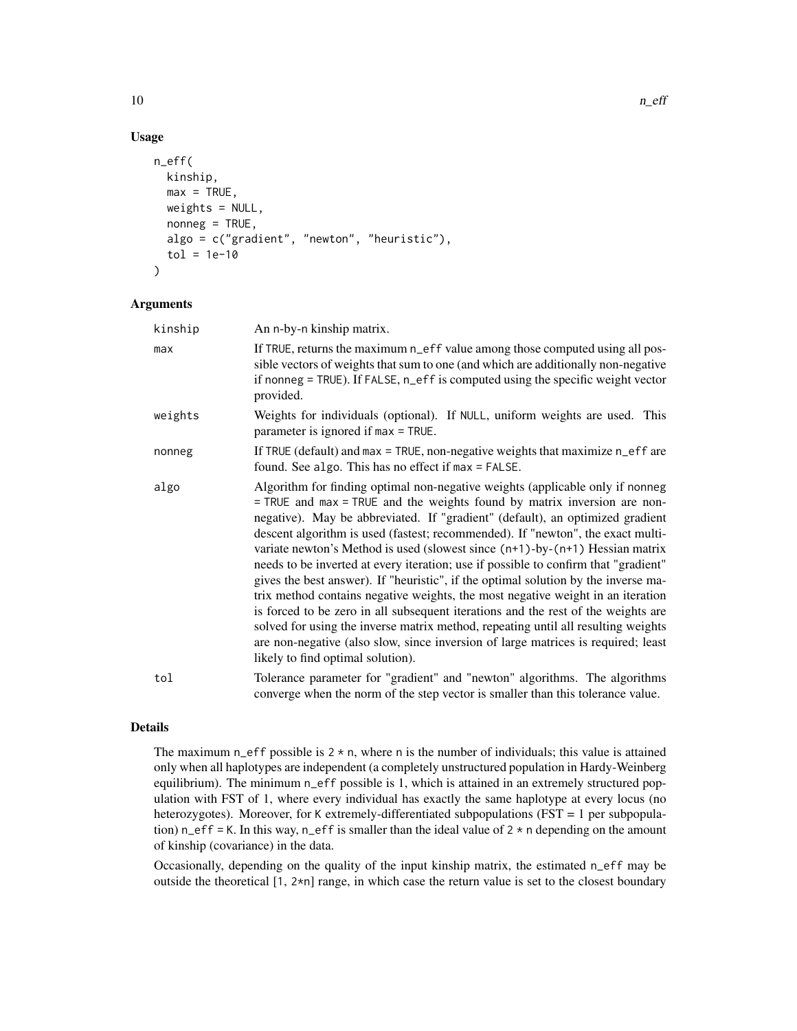## Usage

```
n_eff(
  kinship,
  max = TRUE,
  weights = NULL,
  nonneg = TRUE,
  algo = c("gradient", "newton", "heuristic"),
  tol = 1e-10
)
```

## Arguments

| Argument | Description |
|---|---|
| kinship | An n-by-n kinship matrix. |
| max | If TRUE, returns the maximum n_eff value among those computed using all possible vectors of weights that sum to one (and which are additionally non-negative if nonneg = TRUE). If FALSE, n_eff is computed using the specific weight vector provided. |
| weights | Weights for individuals (optional). If NULL, uniform weights are used. This parameter is ignored if max = TRUE. |
| nonneg | If TRUE (default) and max = TRUE, non-negative weights that maximize n_eff are found. See algo. This has no effect if max = FALSE. |
| algo | Algorithm for finding optimal non-negative weights (applicable only if nonneg = TRUE and max = TRUE and the weights found by matrix inversion are non-negative). May be abbreviated. If "gradient" (default), an optimized gradient descent algorithm is used (fastest; recommended). If "newton", the exact multivariate newton's Method is used (slowest since (n+1)-by-(n+1) Hessian matrix needs to be inverted at every iteration; use if possible to confirm that "gradient" gives the best answer). If "heuristic", if the optimal solution by the inverse matrix method contains negative weights, the most negative weight in an iteration is forced to be zero in all subsequent iterations and the rest of the weights are solved for using the inverse matrix method, repeating until all resulting weights are non-negative (also slow, since inversion of large matrices is required; least likely to find optimal solution). |
| tol | Tolerance parameter for "gradient" and "newton" algorithms. The algorithms converge when the norm of the step vector is smaller than this tolerance value. |

## Details

The maximum n_eff possible is 2 * n, where n is the number of individuals; this value is attained only when all haplotypes are independent (a completely unstructured population in Hardy-Weinberg equilibrium). The minimum n_eff possible is 1, which is attained in an extremely structured population with FST of 1, where every individual has exactly the same haplotype at every locus (no heterozygotes). Moreover, for K extremely-differentiated subpopulations (FST = 1 per subpopulation) n_eff = K. In this way, n_eff is smaller than the ideal value of 2 * n depending on the amount of kinship (covariance) in the data.

Occasionally, depending on the quality of the input kinship matrix, the estimated n_eff may be outside the theoretical [1, 2*n] range, in which case the return value is set to the closest boundary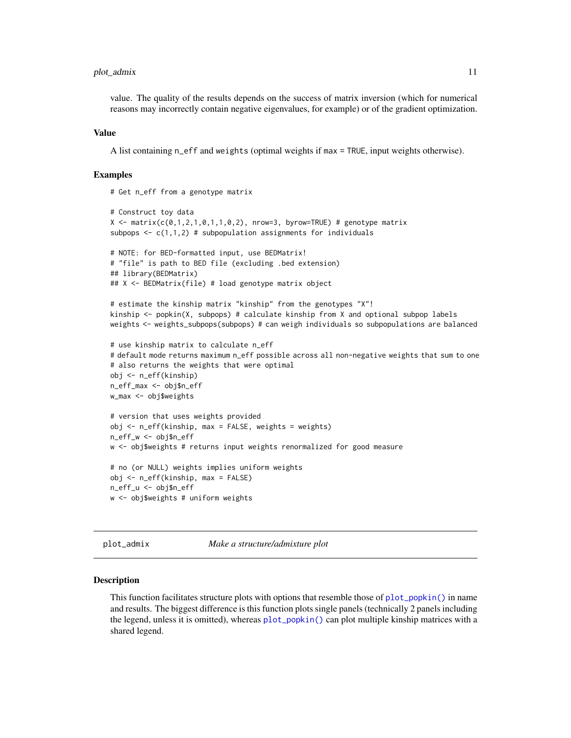value. The quality of the results depends on the success of matrix inversion (which for numerical reasons may incorrectly contain negative eigenvalues, for example) or of the gradient optimization.

### Value

A list containing n_eff and weights (optimal weights if max = TRUE, input weights otherwise).

### Examples

```
# Get n_eff from a genotype matrix

# Construct toy data
X <- matrix(c(0,1,2,1,0,1,1,0,2), nrow=3, byrow=TRUE) # genotype matrix
subpops <- c(1,1,2) # subpopulation assignments for individuals

# NOTE: for BED-formatted input, use BEDMatrix!
# "file" is path to BED file (excluding .bed extension)
## library(BEDMatrix)
## X <- BEDMatrix(file) # load genotype matrix object

# estimate the kinship matrix "kinship" from the genotypes "X"!
kinship <- popkin(X, subpops) # calculate kinship from X and optional subpop labels
weights <- weights_subpops(subpops) # can weigh individuals so subpopulations are balanced

# use kinship matrix to calculate n_eff
# default mode returns maximum n_eff possible across all non-negative weights that sum to one
# also returns the weights that were optimal
obj <- n_eff(kinship)
n_eff_max <- obj$n_eff
w_max <- obj$weights

# version that uses weights provided
obj <- n_eff(kinship, max = FALSE, weights = weights)
n_eff_w <- obj$n_eff
w <- obj$weights # returns input weights renormalized for good measure

# no (or NULL) weights implies uniform weights
obj <- n_eff(kinship, max = FALSE)
n_eff_u <- obj$n_eff
w <- obj$weights # uniform weights
```

## plot_admix — *Make a structure/admixture plot*

### Description

This function facilitates structure plots with options that resemble those of plot_popkin() in name and results. The biggest difference is this function plots single panels (technically 2 panels including the legend, unless it is omitted), whereas plot_popkin() can plot multiple kinship matrices with a shared legend.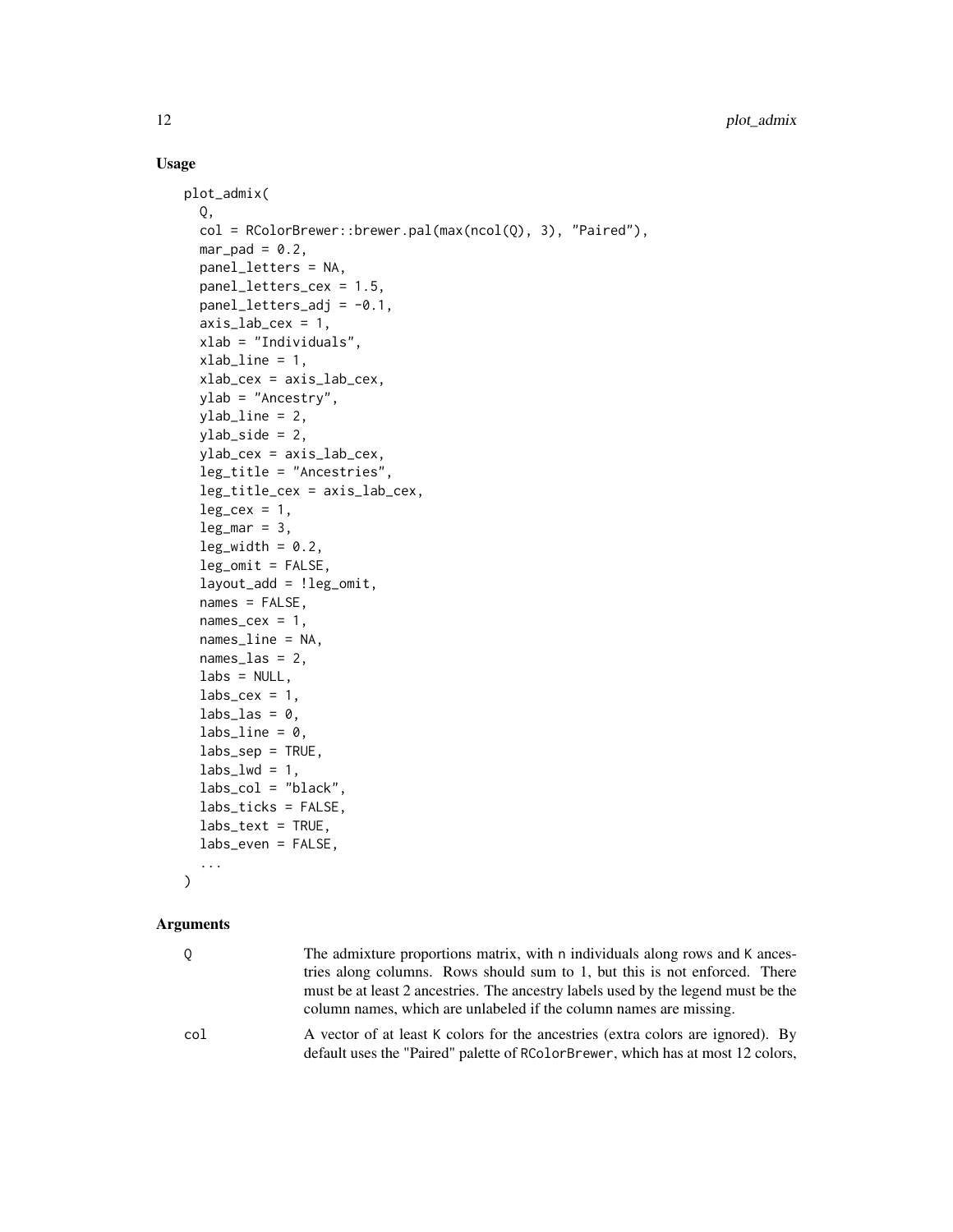## Usage

```
plot_admix(
  Q,
  col = RColorBrewer::brewer.pal(max(ncol(Q), 3), "Paired"),
  mar_pad = 0.2,
  panel_letters = NA,
  panel_letters_cex = 1.5,
  panel_letters_adj = -0.1,
  axis_lab_cex = 1,
  xlab = "Individuals",
  xlab_line = 1,
  xlab_cex = axis_lab_cex,
  ylab = "Ancestry",
  ylab_line = 2,
  ylab_side = 2,
  ylab_cex = axis_lab_cex,
  leg_title = "Ancestries",
  leg_title_cex = axis_lab_cex,
  leg_cex = 1,
  leg_mar = 3,
  leg_width = 0.2,
  leg_omit = FALSE,
  layout_add = !leg_omit,
  names = FALSE,
  names_cex = 1,
  names_line = NA,
  names_las = 2,
  labs = NULL,
  labs_cex = 1,
  labs_las = 0,
  labs_line = 0,
  labs_sep = TRUE,
  labs_lwd = 1,
  labs_col = "black",
  labs_ticks = FALSE,
  labs_text = TRUE,
  labs_even = FALSE,
  ...
)
```

## Arguments

| | |
|---|---|
| Q | The admixture proportions matrix, with n individuals along rows and K ancestries along columns. Rows should sum to 1, but this is not enforced. There must be at least 2 ancestries. The ancestry labels used by the legend must be the column names, which are unlabeled if the column names are missing. |
| col | A vector of at least K colors for the ancestries (extra colors are ignored). By default uses the "Paired" palette of RColorBrewer, which has at most 12 colors, |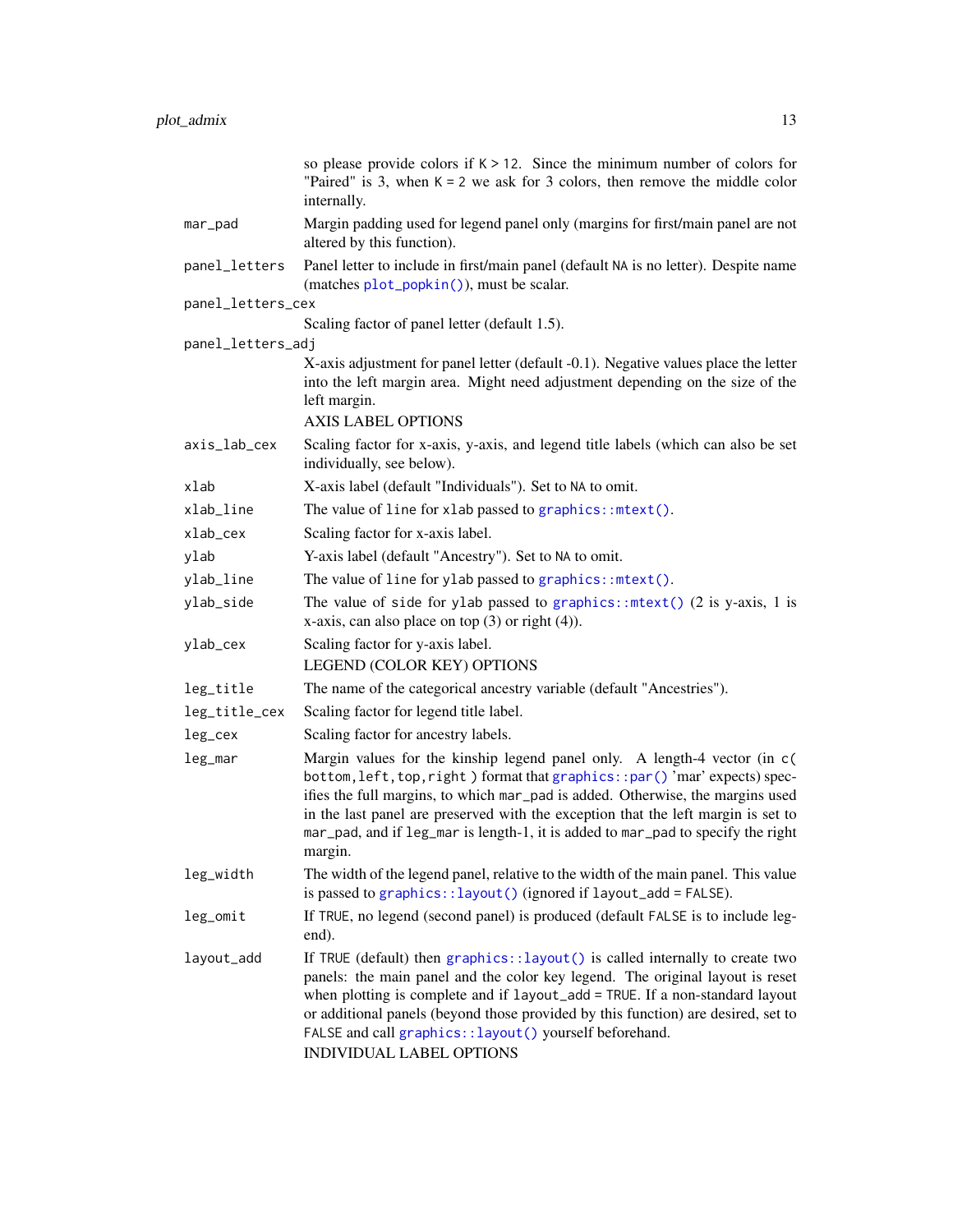so please provide colors if `K > 12`. Since the minimum number of colors for "Paired" is 3, when `K = 2` we ask for 3 colors, then remove the middle color internally.

| Argument | Description |
|---|---|
| `mar_pad` | Margin padding used for legend panel only (margins for first/main panel are not altered by this function). |
| `panel_letters` | Panel letter to include in first/main panel (default `NA` is no letter). Despite name (matches `plot_popkin()`), must be scalar. |
| `panel_letters_cex` | Scaling factor of panel letter (default 1.5). |
| `panel_letters_adj` | X-axis adjustment for panel letter (default -0.1). Negative values place the letter into the left margin area. Might need adjustment depending on the size of the left margin.<br>AXIS LABEL OPTIONS |
| `axis_lab_cex` | Scaling factor for x-axis, y-axis, and legend title labels (which can also be set individually, see below). |
| `xlab` | X-axis label (default "Individuals"). Set to `NA` to omit. |
| `xlab_line` | The value of `line` for `xlab` passed to `graphics::mtext()`. |
| `xlab_cex` | Scaling factor for x-axis label. |
| `ylab` | Y-axis label (default "Ancestry"). Set to `NA` to omit. |
| `ylab_line` | The value of `line` for `ylab` passed to `graphics::mtext()`. |
| `ylab_side` | The value of `side` for `ylab` passed to `graphics::mtext()` (2 is y-axis, 1 is x-axis, can also place on top (3) or right (4)). |
| `ylab_cex` | Scaling factor for y-axis label.<br>LEGEND (COLOR KEY) OPTIONS |
| `leg_title` | The name of the categorical ancestry variable (default "Ancestries"). |
| `leg_title_cex` | Scaling factor for legend title label. |
| `leg_cex` | Scaling factor for ancestry labels. |
| `leg_mar` | Margin values for the kinship legend panel only. A length-4 vector (in `c( bottom,left,top,right )` format that `graphics::par()` 'mar' expects) specifies the full margins, to which `mar_pad` is added. Otherwise, the margins used in the last panel are preserved with the exception that the left margin is set to `mar_pad`, and if `leg_mar` is length-1, it is added to `mar_pad` to specify the right margin. |
| `leg_width` | The width of the legend panel, relative to the width of the main panel. This value is passed to `graphics::layout()` (ignored if `layout_add = FALSE`). |
| `leg_omit` | If `TRUE`, no legend (second panel) is produced (default `FALSE` is to include legend). |
| `layout_add` | If `TRUE` (default) then `graphics::layout()` is called internally to create two panels: the main panel and the color key legend. The original layout is reset when plotting is complete and if `layout_add = TRUE`. If a non-standard layout or additional panels (beyond those provided by this function) are desired, set to `FALSE` and call `graphics::layout()` yourself beforehand.<br>INDIVIDUAL LABEL OPTIONS |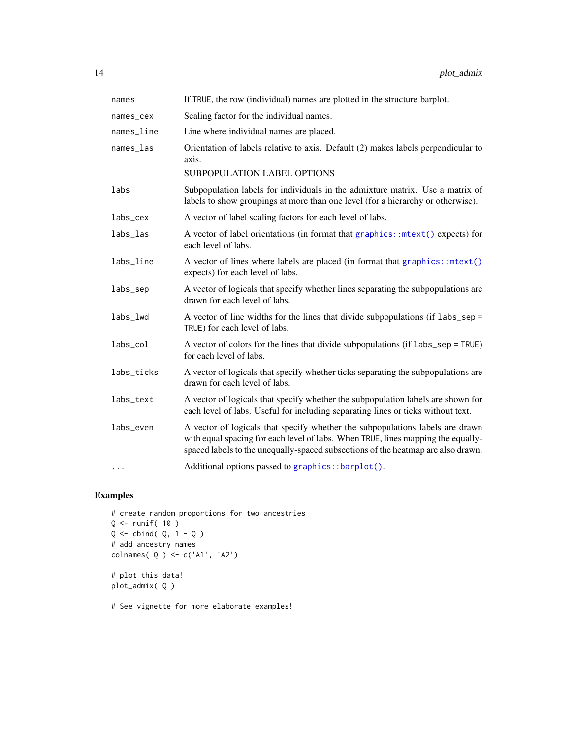| | |
|---|---|
| `names` | If `TRUE`, the row (individual) names are plotted in the structure barplot. |
| `names_cex` | Scaling factor for the individual names. |
| `names_line` | Line where individual names are placed. |
| `names_las` | Orientation of labels relative to axis. Default (2) makes labels perpendicular to axis.<br>SUBPOPULATION LABEL OPTIONS |
| `labs` | Subpopulation labels for individuals in the admixture matrix. Use a matrix of labels to show groupings at more than one level (for a hierarchy or otherwise). |
| `labs_cex` | A vector of label scaling factors for each level of labs. |
| `labs_las` | A vector of label orientations (in format that `graphics::mtext()` expects) for each level of labs. |
| `labs_line` | A vector of lines where labels are placed (in format that `graphics::mtext()` expects) for each level of labs. |
| `labs_sep` | A vector of logicals that specify whether lines separating the subpopulations are drawn for each level of labs. |
| `labs_lwd` | A vector of line widths for the lines that divide subpopulations (if `labs_sep = TRUE`) for each level of labs. |
| `labs_col` | A vector of colors for the lines that divide subpopulations (if `labs_sep = TRUE`) for each level of labs. |
| `labs_ticks` | A vector of logicals that specify whether ticks separating the subpopulations are drawn for each level of labs. |
| `labs_text` | A vector of logicals that specify whether the subpopulation labels are shown for each level of labs. Useful for including separating lines or ticks without text. |
| `labs_even` | A vector of logicals that specify whether the subpopulations labels are drawn with equal spacing for each level of labs. When `TRUE`, lines mapping the equally-spaced labels to the unequally-spaced subsections of the heatmap are also drawn. |
| `...` | Additional options passed to `graphics::barplot()`. |

## Examples

```
# create random proportions for two ancestries
Q <- runif( 10 )
Q <- cbind( Q, 1 - Q )
# add ancestry names
colnames( Q ) <- c('A1', 'A2')

# plot this data!
plot_admix( Q )

# See vignette for more elaborate examples!
```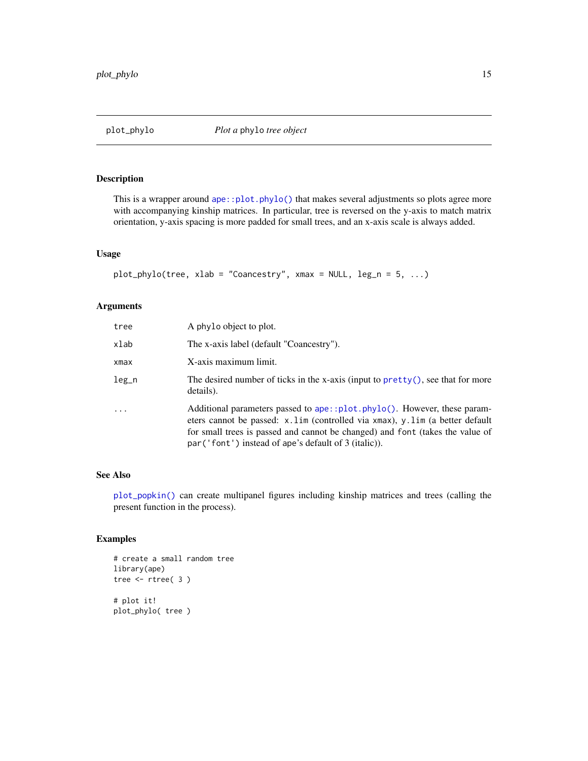# plot_phylo — *Plot a* phylo *tree object*

## Description

This is a wrapper around `ape::plot.phylo()` that makes several adjustments so plots agree more with accompanying kinship matrices. In particular, tree is reversed on the y-axis to match matrix orientation, y-axis spacing is more padded for small trees, and an x-axis scale is always added.

## Usage

```
plot_phylo(tree, xlab = "Coancestry", xmax = NULL, leg_n = 5, ...)
```

## Arguments

| | |
|---|---|
| `tree` | A `phylo` object to plot. |
| `xlab` | The x-axis label (default "Coancestry"). |
| `xmax` | X-axis maximum limit. |
| `leg_n` | The desired number of ticks in the x-axis (input to `pretty()`, see that for more details). |
| `...` | Additional parameters passed to `ape::plot.phylo()`. However, these parameters cannot be passed: `x.lim` (controlled via `xmax`), `y.lim` (a better default for small trees is passed and cannot be changed) and `font` (takes the value of `par('font')` instead of ape's default of 3 (italic)). |

## See Also

`plot_popkin()` can create multipanel figures including kinship matrices and trees (calling the present function in the process).

## Examples

```
# create a small random tree
library(ape)
tree <- rtree( 3 )

# plot it!
plot_phylo( tree )
```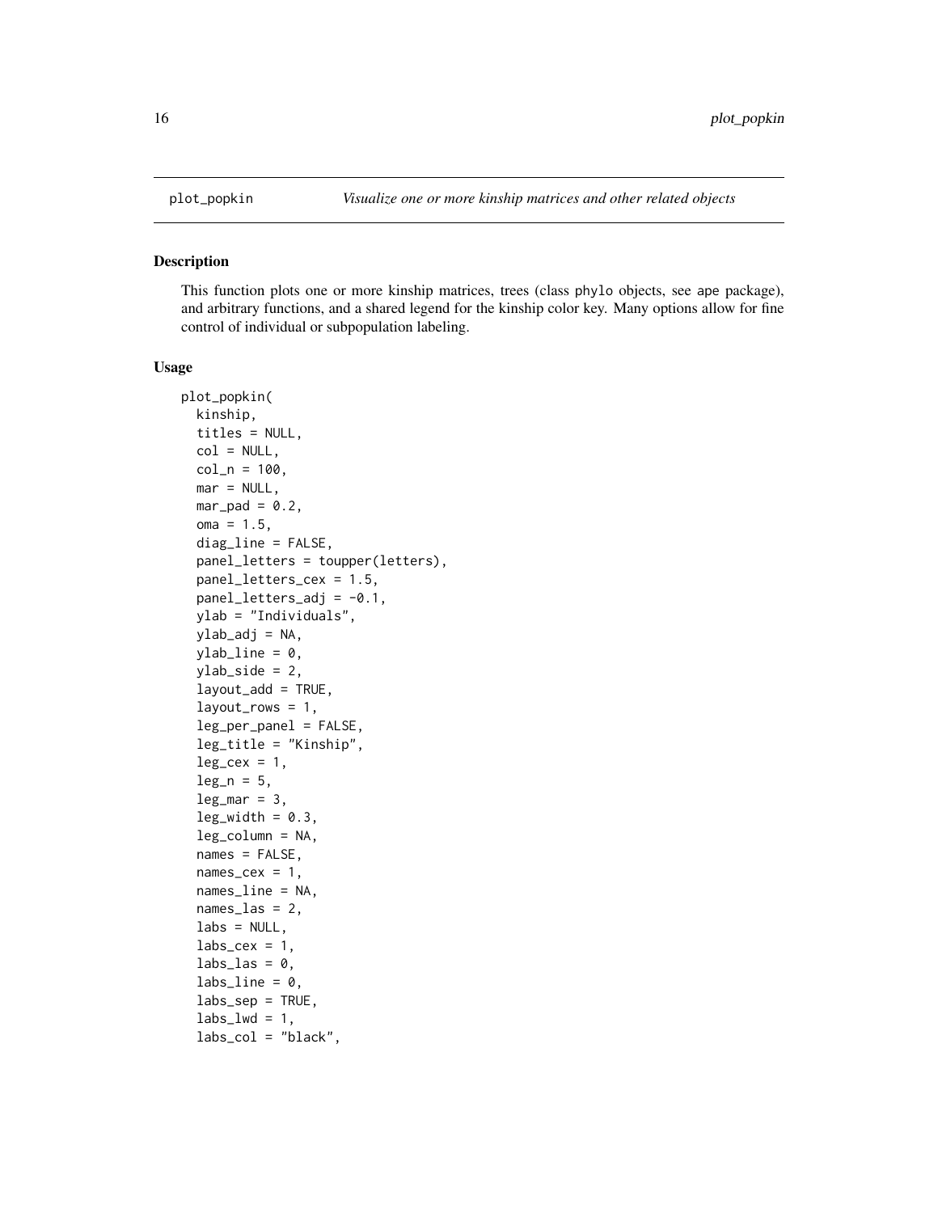`plot_popkin` *Visualize one or more kinship matrices and other related objects*

## Description

This function plots one or more kinship matrices, trees (class `phylo` objects, see `ape` package), and arbitrary functions, and a shared legend for the kinship color key. Many options allow for fine control of individual or subpopulation labeling.

## Usage

```
plot_popkin(
  kinship,
  titles = NULL,
  col = NULL,
  col_n = 100,
  mar = NULL,
  mar_pad = 0.2,
  oma = 1.5,
  diag_line = FALSE,
  panel_letters = toupper(letters),
  panel_letters_cex = 1.5,
  panel_letters_adj = -0.1,
  ylab = "Individuals",
  ylab_adj = NA,
  ylab_line = 0,
  ylab_side = 2,
  layout_add = TRUE,
  layout_rows = 1,
  leg_per_panel = FALSE,
  leg_title = "Kinship",
  leg_cex = 1,
  leg_n = 5,
  leg_mar = 3,
  leg_width = 0.3,
  leg_column = NA,
  names = FALSE,
  names_cex = 1,
  names_line = NA,
  names_las = 2,
  labs = NULL,
  labs_cex = 1,
  labs_las = 0,
  labs_line = 0,
  labs_sep = TRUE,
  labs_lwd = 1,
  labs_col = "black",
```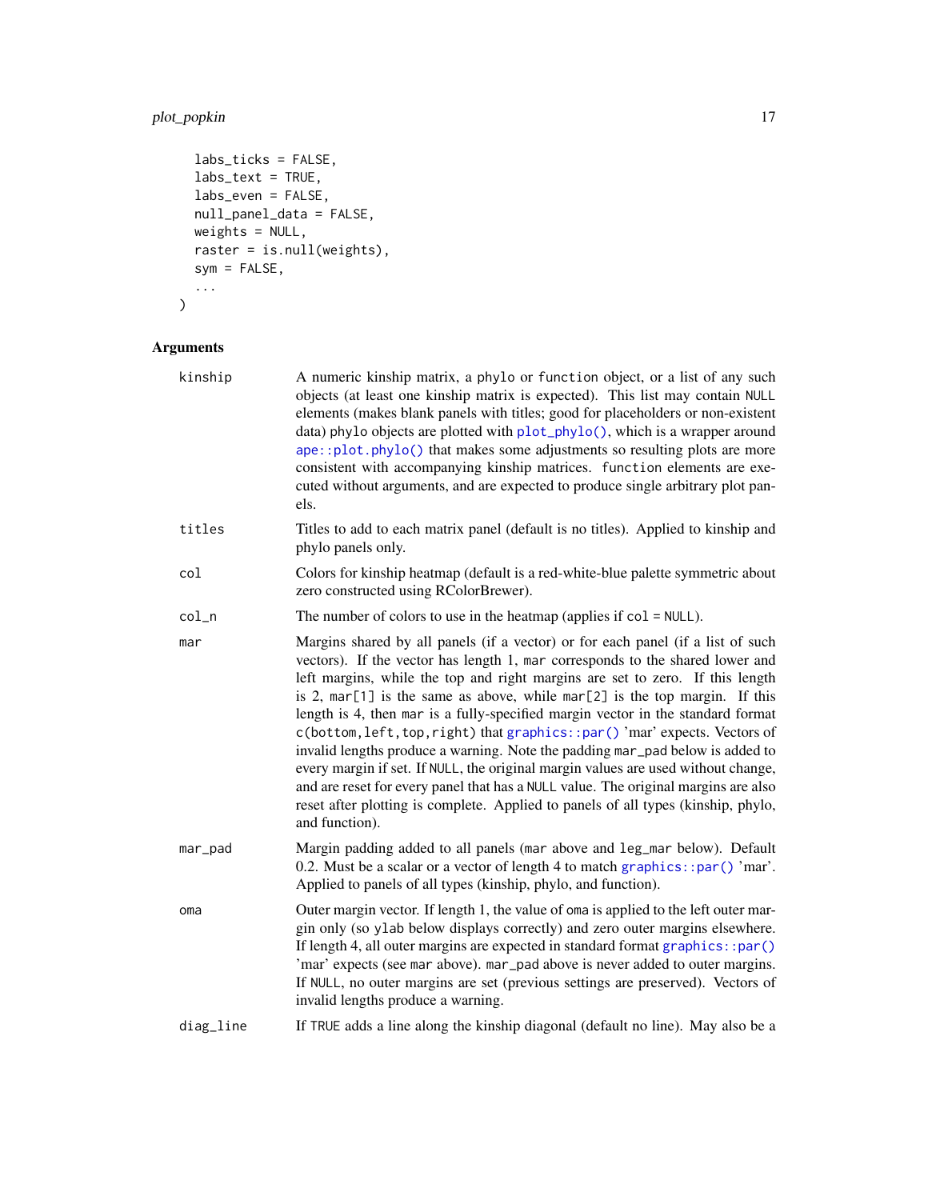```
  labs_ticks = FALSE,
  labs_text = TRUE,
  labs_even = FALSE,
  null_panel_data = FALSE,
  weights = NULL,
  raster = is.null(weights),
  sym = FALSE,
  ...
)
```

## Arguments

| | |
|---|---|
| kinship | A numeric kinship matrix, a phylo or function object, or a list of any such objects (at least one kinship matrix is expected). This list may contain NULL elements (makes blank panels with titles; good for placeholders or non-existent data) phylo objects are plotted with plot_phylo(), which is a wrapper around ape::plot.phylo() that makes some adjustments so resulting plots are more consistent with accompanying kinship matrices. function elements are executed without arguments, and are expected to produce single arbitrary plot panels. |
| titles | Titles to add to each matrix panel (default is no titles). Applied to kinship and phylo panels only. |
| col | Colors for kinship heatmap (default is a red-white-blue palette symmetric about zero constructed using RColorBrewer). |
| col_n | The number of colors to use in the heatmap (applies if col = NULL). |
| mar | Margins shared by all panels (if a vector) or for each panel (if a list of such vectors). If the vector has length 1, mar corresponds to the shared lower and left margins, while the top and right margins are set to zero. If this length is 2, mar[1] is the same as above, while mar[2] is the top margin. If this length is 4, then mar is a fully-specified margin vector in the standard format c(bottom,left,top,right) that graphics::par() 'mar' expects. Vectors of invalid lengths produce a warning. Note the padding mar_pad below is added to every margin if set. If NULL, the original margin values are used without change, and are reset for every panel that has a NULL value. The original margins are also reset after plotting is complete. Applied to panels of all types (kinship, phylo, and function). |
| mar_pad | Margin padding added to all panels (mar above and leg_mar below). Default 0.2. Must be a scalar or a vector of length 4 to match graphics::par() 'mar'. Applied to panels of all types (kinship, phylo, and function). |
| oma | Outer margin vector. If length 1, the value of oma is applied to the left outer margin only (so ylab below displays correctly) and zero outer margins elsewhere. If length 4, all outer margins are expected in standard format graphics::par() 'mar' expects (see mar above). mar_pad above is never added to outer margins. If NULL, no outer margins are set (previous settings are preserved). Vectors of invalid lengths produce a warning. |
| diag_line | If TRUE adds a line along the kinship diagonal (default no line). May also be a |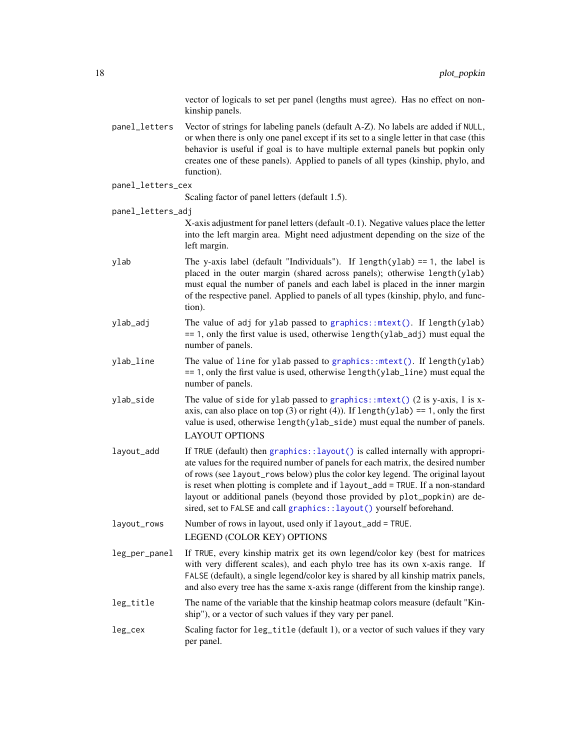vector of logicals to set per panel (lengths must agree). Has no effect on non-kinship panels.

`panel_letters`
: Vector of strings for labeling panels (default A-Z). No labels are added if `NULL`, or when there is only one panel except if its set to a single letter in that case (this behavior is useful if goal is to have multiple external panels but popkin only creates one of these panels). Applied to panels of all types (kinship, phylo, and function).

`panel_letters_cex`
: Scaling factor of panel letters (default 1.5).

`panel_letters_adj`
: X-axis adjustment for panel letters (default -0.1). Negative values place the letter into the left margin area. Might need adjustment depending on the size of the left margin.

`ylab`
: The y-axis label (default "Individuals"). If `length(ylab) == 1`, the label is placed in the outer margin (shared across panels); otherwise `length(ylab)` must equal the number of panels and each label is placed in the inner margin of the respective panel. Applied to panels of all types (kinship, phylo, and function).

`ylab_adj`
: The value of `adj` for `ylab` passed to `graphics::mtext()`. If `length(ylab) == 1`, only the first value is used, otherwise `length(ylab_adj)` must equal the number of panels.

`ylab_line`
: The value of `line` for `ylab` passed to `graphics::mtext()`. If `length(ylab) == 1`, only the first value is used, otherwise `length(ylab_line)` must equal the number of panels.

`ylab_side`
: The value of `side` for `ylab` passed to `graphics::mtext()` (2 is y-axis, 1 is x-axis, can also place on top (3) or right (4)). If `length(ylab) == 1`, only the first value is used, otherwise `length(ylab_side)` must equal the number of panels.
LAYOUT OPTIONS

`layout_add`
: If `TRUE` (default) then `graphics::layout()` is called internally with appropriate values for the required number of panels for each matrix, the desired number of rows (see `layout_rows` below) plus the color key legend. The original layout is reset when plotting is complete and if `layout_add = TRUE`. If a non-standard layout or additional panels (beyond those provided by `plot_popkin`) are desired, set to `FALSE` and call `graphics::layout()` yourself beforehand.

`layout_rows`
: Number of rows in layout, used only if `layout_add = TRUE`.
LEGEND (COLOR KEY) OPTIONS

`leg_per_panel`
: If `TRUE`, every kinship matrix get its own legend/color key (best for matrices with very different scales), and each phylo tree has its own x-axis range. If `FALSE` (default), a single legend/color key is shared by all kinship matrix panels, and also every tree has the same x-axis range (different from the kinship range).

`leg_title`
: The name of the variable that the kinship heatmap colors measure (default "Kinship"), or a vector of such values if they vary per panel.

`leg_cex`
: Scaling factor for `leg_title` (default 1), or a vector of such values if they vary per panel.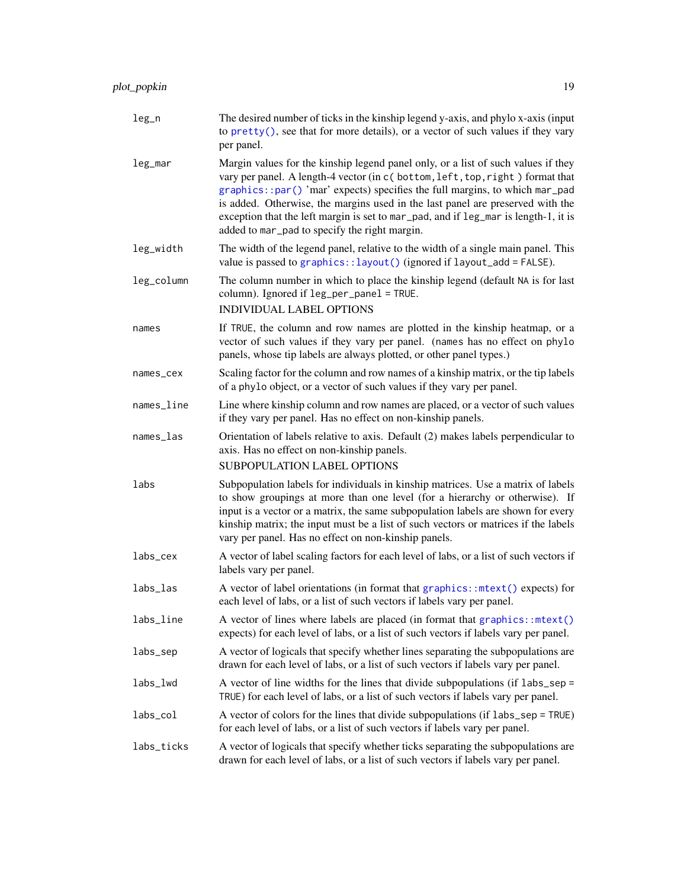| | |
|---|---|
| leg_n | The desired number of ticks in the kinship legend y-axis, and phylo x-axis (input to `pretty()`, see that for more details), or a vector of such values if they vary per panel. |
| leg_mar | Margin values for the kinship legend panel only, or a list of such values if they vary per panel. A length-4 vector (in `c( bottom,left,top,right )` format that `graphics::par()` 'mar' expects) specifies the full margins, to which `mar_pad` is added. Otherwise, the margins used in the last panel are preserved with the exception that the left margin is set to `mar_pad`, and if `leg_mar` is length-1, it is added to `mar_pad` to specify the right margin. |
| leg_width | The width of the legend panel, relative to the width of a single main panel. This value is passed to `graphics::layout()` (ignored if `layout_add = FALSE`). |
| leg_column | The column number in which to place the kinship legend (default `NA` is for last column). Ignored if `leg_per_panel = TRUE`.<br>INDIVIDUAL LABEL OPTIONS |
| names | If `TRUE`, the column and row names are plotted in the kinship heatmap, or a vector of such values if they vary per panel. (`names` has no effect on `phylo` panels, whose tip labels are always plotted, or other panel types.) |
| names_cex | Scaling factor for the column and row names of a kinship matrix, or the tip labels of a `phylo` object, or a vector of such values if they vary per panel. |
| names_line | Line where kinship column and row names are placed, or a vector of such values if they vary per panel. Has no effect on non-kinship panels. |
| names_las | Orientation of labels relative to axis. Default (2) makes labels perpendicular to axis. Has no effect on non-kinship panels.<br>SUBPOPULATION LABEL OPTIONS |
| labs | Subpopulation labels for individuals in kinship matrices. Use a matrix of labels to show groupings at more than one level (for a hierarchy or otherwise). If input is a vector or a matrix, the same subpopulation labels are shown for every kinship matrix; the input must be a list of such vectors or matrices if the labels vary per panel. Has no effect on non-kinship panels. |
| labs_cex | A vector of label scaling factors for each level of labs, or a list of such vectors if labels vary per panel. |
| labs_las | A vector of label orientations (in format that `graphics::mtext()` expects) for each level of labs, or a list of such vectors if labels vary per panel. |
| labs_line | A vector of lines where labels are placed (in format that `graphics::mtext()` expects) for each level of labs, or a list of such vectors if labels vary per panel. |
| labs_sep | A vector of logicals that specify whether lines separating the subpopulations are drawn for each level of labs, or a list of such vectors if labels vary per panel. |
| labs_lwd | A vector of line widths for the lines that divide subpopulations (if `labs_sep = TRUE`) for each level of labs, or a list of such vectors if labels vary per panel. |
| labs_col | A vector of colors for the lines that divide subpopulations (if `labs_sep = TRUE`) for each level of labs, or a list of such vectors if labels vary per panel. |
| labs_ticks | A vector of logicals that specify whether ticks separating the subpopulations are drawn for each level of labs, or a list of such vectors if labels vary per panel. |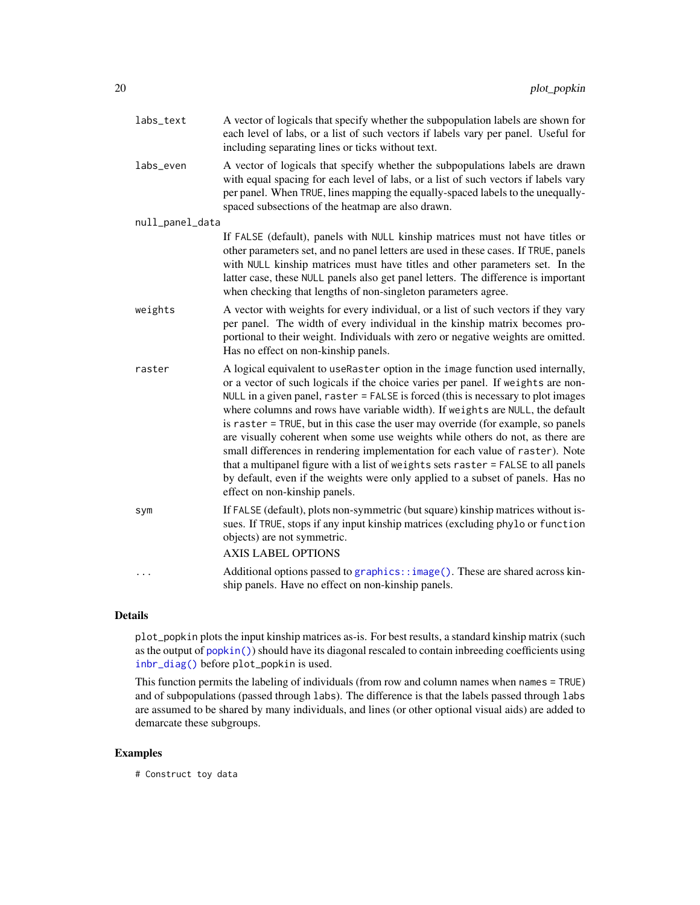| | |
|---|---|
| labs_text | A vector of logicals that specify whether the subpopulation labels are shown for each level of labs, or a list of such vectors if labels vary per panel. Useful for including separating lines or ticks without text. |
| labs_even | A vector of logicals that specify whether the subpopulations labels are drawn with equal spacing for each level of labs, or a list of such vectors if labels vary per panel. When TRUE, lines mapping the equally-spaced labels to the unequally-spaced subsections of the heatmap are also drawn. |
| null_panel_data | If FALSE (default), panels with NULL kinship matrices must not have titles or other parameters set, and no panel letters are used in these cases. If TRUE, panels with NULL kinship matrices must have titles and other parameters set. In the latter case, these NULL panels also get panel letters. The difference is important when checking that lengths of non-singleton parameters agree. |
| weights | A vector with weights for every individual, or a list of such vectors if they vary per panel. The width of every individual in the kinship matrix becomes proportional to their weight. Individuals with zero or negative weights are omitted. Has no effect on non-kinship panels. |
| raster | A logical equivalent to useRaster option in the image function used internally, or a vector of such logicals if the choice varies per panel. If weights are non-NULL in a given panel, raster = FALSE is forced (this is necessary to plot images where columns and rows have variable width). If weights are NULL, the default is raster = TRUE, but in this case the user may override (for example, so panels are visually coherent when some use weights while others do not, as there are small differences in rendering implementation for each value of raster). Note that a multipanel figure with a list of weights sets raster = FALSE to all panels by default, even if the weights were only applied to a subset of panels. Has no effect on non-kinship panels. |
| sym | If FALSE (default), plots non-symmetric (but square) kinship matrices without issues. If TRUE, stops if any input kinship matrices (excluding phylo or function objects) are not symmetric.<br>AXIS LABEL OPTIONS |
| ... | Additional options passed to graphics::image(). These are shared across kinship panels. Have no effect on non-kinship panels. |

## Details

plot_popkin plots the input kinship matrices as-is. For best results, a standard kinship matrix (such as the output of popkin()) should have its diagonal rescaled to contain inbreeding coefficients using inbr_diag() before plot_popkin is used.

This function permits the labeling of individuals (from row and column names when names = TRUE) and of subpopulations (passed through labs). The difference is that the labels passed through labs are assumed to be shared by many individuals, and lines (or other optional visual aids) are added to demarcate these subgroups.

## Examples

```
# Construct toy data
```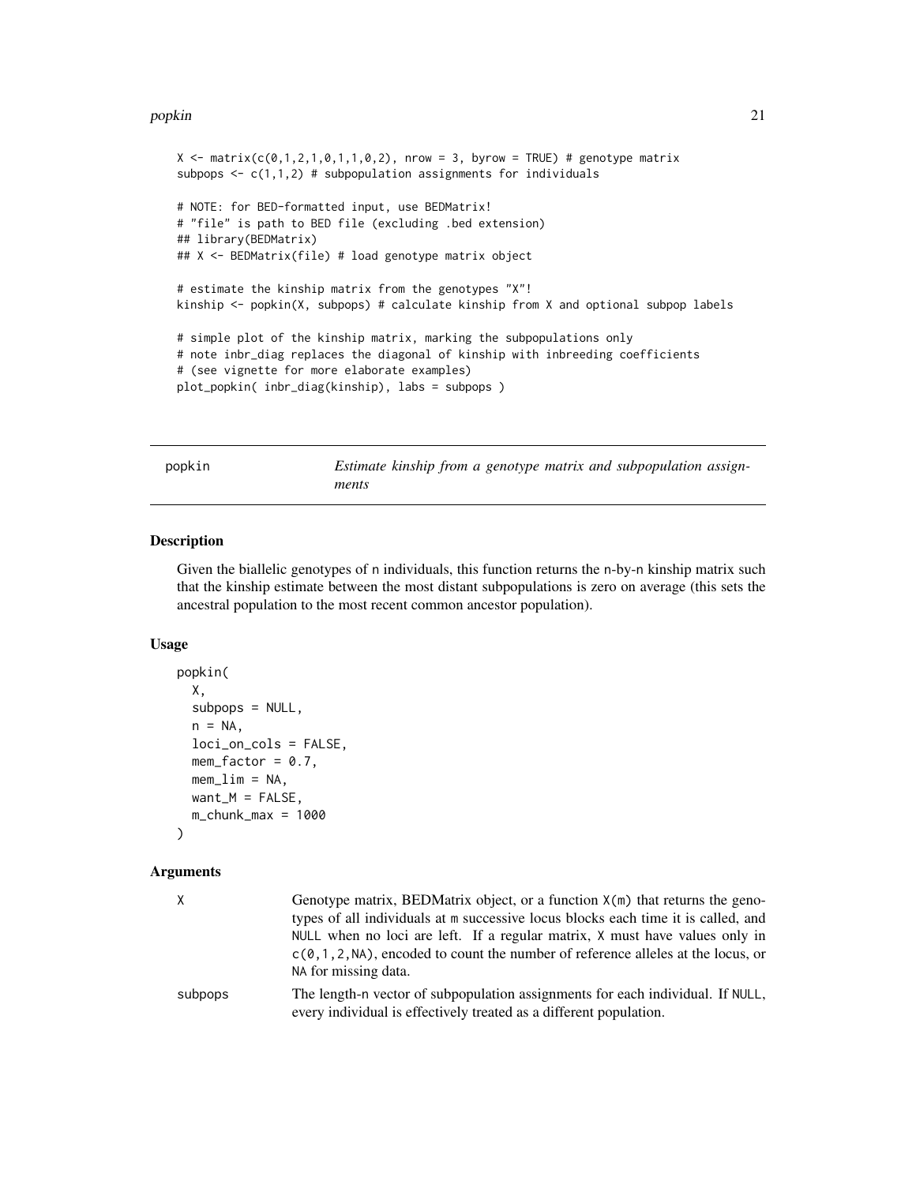```
X <- matrix(c(0,1,2,1,0,1,1,0,2), nrow = 3, byrow = TRUE) # genotype matrix
subpops <- c(1,1,2) # subpopulation assignments for individuals

# NOTE: for BED-formatted input, use BEDMatrix!
# "file" is path to BED file (excluding .bed extension)
## library(BEDMatrix)
## X <- BEDMatrix(file) # load genotype matrix object

# estimate the kinship matrix from the genotypes "X"!
kinship <- popkin(X, subpops) # calculate kinship from X and optional subpop labels

# simple plot of the kinship matrix, marking the subpopulations only
# note inbr_diag replaces the diagonal of kinship with inbreeding coefficients
# (see vignette for more elaborate examples)
plot_popkin( inbr_diag(kinship), labs = subpops )
```

---

## popkin — *Estimate kinship from a genotype matrix and subpopulation assignments*

### Description

Given the biallelic genotypes of n individuals, this function returns the n-by-n kinship matrix such that the kinship estimate between the most distant subpopulations is zero on average (this sets the ancestral population to the most recent common ancestor population).

### Usage

```
popkin(
  X,
  subpops = NULL,
  n = NA,
  loci_on_cols = FALSE,
  mem_factor = 0.7,
  mem_lim = NA,
  want_M = FALSE,
  m_chunk_max = 1000
)
```

### Arguments

| | |
|---|---|
| X | Genotype matrix, BEDMatrix object, or a function X(m) that returns the genotypes of all individuals at m successive locus blocks each time it is called, and NULL when no loci are left. If a regular matrix, X must have values only in c(0,1,2,NA), encoded to count the number of reference alleles at the locus, or NA for missing data. |
| subpops | The length-n vector of subpopulation assignments for each individual. If NULL, every individual is effectively treated as a different population. |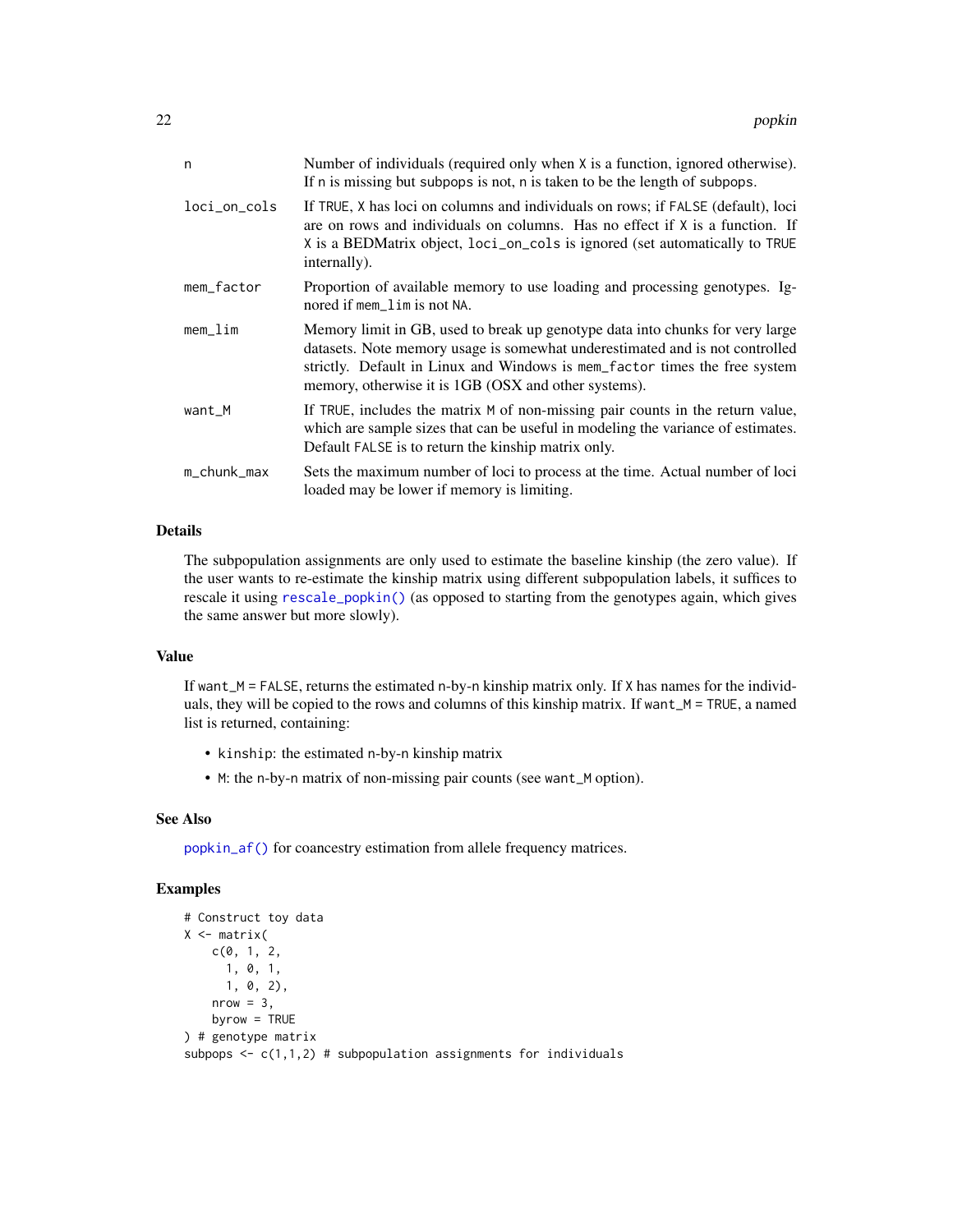| | |
|---|---|
| n | Number of individuals (required only when X is a function, ignored otherwise). If n is missing but subpops is not, n is taken to be the length of subpops. |
| loci_on_cols | If TRUE, X has loci on columns and individuals on rows; if FALSE (default), loci are on rows and individuals on columns. Has no effect if X is a function. If X is a BEDMatrix object, loci_on_cols is ignored (set automatically to TRUE internally). |
| mem_factor | Proportion of available memory to use loading and processing genotypes. Ignored if mem_lim is not NA. |
| mem_lim | Memory limit in GB, used to break up genotype data into chunks for very large datasets. Note memory usage is somewhat underestimated and is not controlled strictly. Default in Linux and Windows is mem_factor times the free system memory, otherwise it is 1GB (OSX and other systems). |
| want_M | If TRUE, includes the matrix M of non-missing pair counts in the return value, which are sample sizes that can be useful in modeling the variance of estimates. Default FALSE is to return the kinship matrix only. |
| m_chunk_max | Sets the maximum number of loci to process at the time. Actual number of loci loaded may be lower if memory is limiting. |

## Details

The subpopulation assignments are only used to estimate the baseline kinship (the zero value). If the user wants to re-estimate the kinship matrix using different subpopulation labels, it suffices to rescale it using rescale_popkin() (as opposed to starting from the genotypes again, which gives the same answer but more slowly).

## Value

If want_M = FALSE, returns the estimated n-by-n kinship matrix only. If X has names for the individuals, they will be copied to the rows and columns of this kinship matrix. If want_M = TRUE, a named list is returned, containing:

- kinship: the estimated n-by-n kinship matrix
- M: the n-by-n matrix of non-missing pair counts (see want_M option).

## See Also

popkin_af() for coancestry estimation from allele frequency matrices.

## Examples

```
# Construct toy data
X <- matrix(
    c(0, 1, 2,
      1, 0, 1,
      1, 0, 2),
    nrow = 3,
    byrow = TRUE
) # genotype matrix
subpops <- c(1,1,2) # subpopulation assignments for individuals
```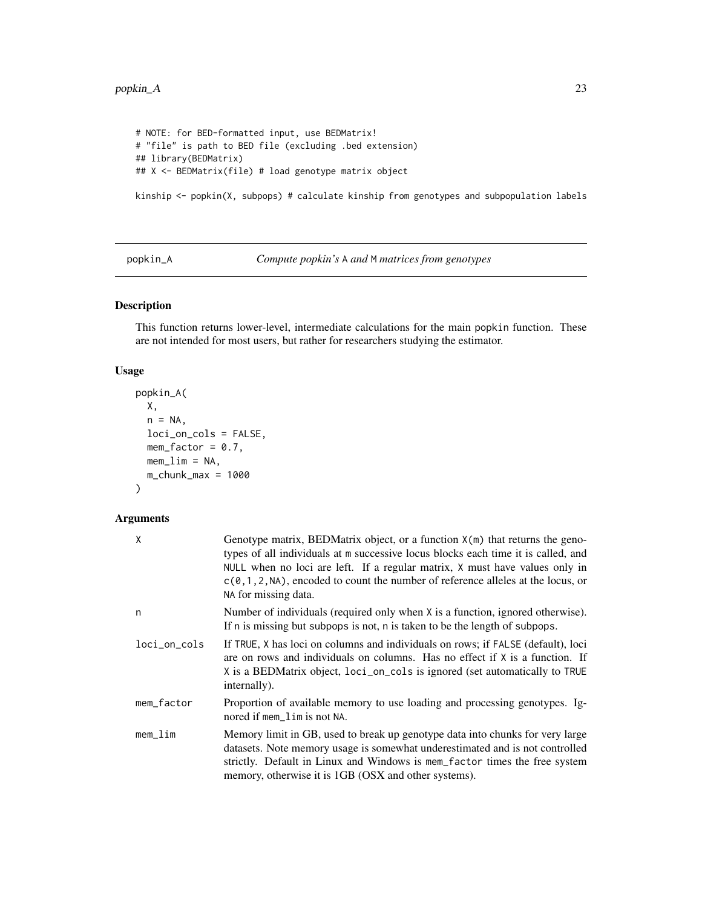```
# NOTE: for BED-formatted input, use BEDMatrix!
# "file" is path to BED file (excluding .bed extension)
## library(BEDMatrix)
## X <- BEDMatrix(file) # load genotype matrix object

kinship <- popkin(X, subpops) # calculate kinship from genotypes and subpopulation labels
```

---

## popkin_A — *Compute popkin's* A *and* M *matrices from genotypes*

---

### Description

This function returns lower-level, intermediate calculations for the main popkin function. These are not intended for most users, but rather for researchers studying the estimator.

### Usage

```
popkin_A(
  X,
  n = NA,
  loci_on_cols = FALSE,
  mem_factor = 0.7,
  mem_lim = NA,
  m_chunk_max = 1000
)
```

### Arguments

| | |
|---|---|
| X | Genotype matrix, BEDMatrix object, or a function X(m) that returns the genotypes of all individuals at m successive locus blocks each time it is called, and NULL when no loci are left. If a regular matrix, X must have values only in c(0,1,2,NA), encoded to count the number of reference alleles at the locus, or NA for missing data. |
| n | Number of individuals (required only when X is a function, ignored otherwise). If n is missing but subpops is not, n is taken to be the length of subpops. |
| loci_on_cols | If TRUE, X has loci on columns and individuals on rows; if FALSE (default), loci are on rows and individuals on columns. Has no effect if X is a function. If X is a BEDMatrix object, loci_on_cols is ignored (set automatically to TRUE internally). |
| mem_factor | Proportion of available memory to use loading and processing genotypes. Ignored if mem_lim is not NA. |
| mem_lim | Memory limit in GB, used to break up genotype data into chunks for very large datasets. Note memory usage is somewhat underestimated and is not controlled strictly. Default in Linux and Windows is mem_factor times the free system memory, otherwise it is 1GB (OSX and other systems). |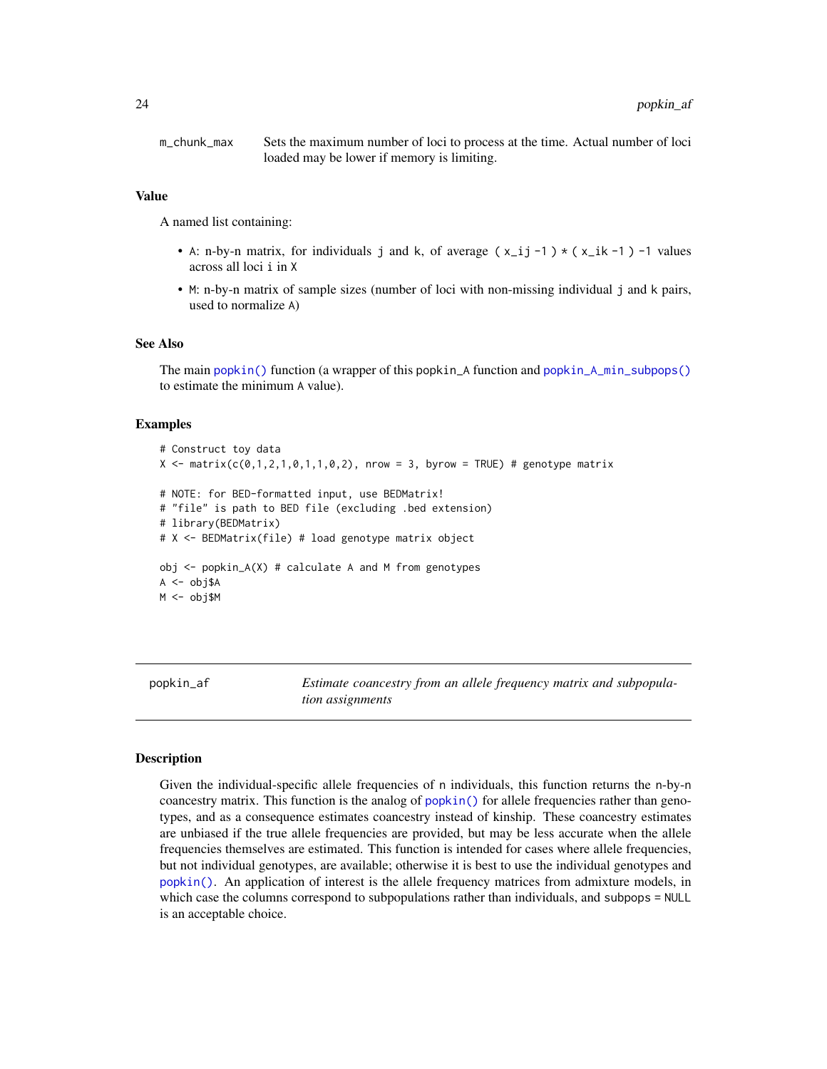m_chunk_max Sets the maximum number of loci to process at the time. Actual number of loci loaded may be lower if memory is limiting.

### Value

A named list containing:

- A: n-by-n matrix, for individuals j and k, of average ( x_ij -1 ) * ( x_ik -1 ) -1 values across all loci i in X
- M: n-by-n matrix of sample sizes (number of loci with non-missing individual j and k pairs, used to normalize A)

### See Also

The main popkin() function (a wrapper of this popkin_A function and popkin_A_min_subpops() to estimate the minimum A value).

### Examples

```
# Construct toy data
X <- matrix(c(0,1,2,1,0,1,1,0,2), nrow = 3, byrow = TRUE) # genotype matrix

# NOTE: for BED-formatted input, use BEDMatrix!
# "file" is path to BED file (excluding .bed extension)
# library(BEDMatrix)
# X <- BEDMatrix(file) # load genotype matrix object

obj <- popkin_A(X) # calculate A and M from genotypes
A <- obj$A
M <- obj$M
```

---

## popkin_af *Estimate coancestry from an allele frequency matrix and subpopulation assignments*

### Description

Given the individual-specific allele frequencies of n individuals, this function returns the n-by-n coancestry matrix. This function is the analog of popkin() for allele frequencies rather than genotypes, and as a consequence estimates coancestry instead of kinship. These coancestry estimates are unbiased if the true allele frequencies are provided, but may be less accurate when the allele frequencies themselves are estimated. This function is intended for cases where allele frequencies, but not individual genotypes, are available; otherwise it is best to use the individual genotypes and popkin(). An application of interest is the allele frequency matrices from admixture models, in which case the columns correspond to subpopulations rather than individuals, and subpops = NULL is an acceptable choice.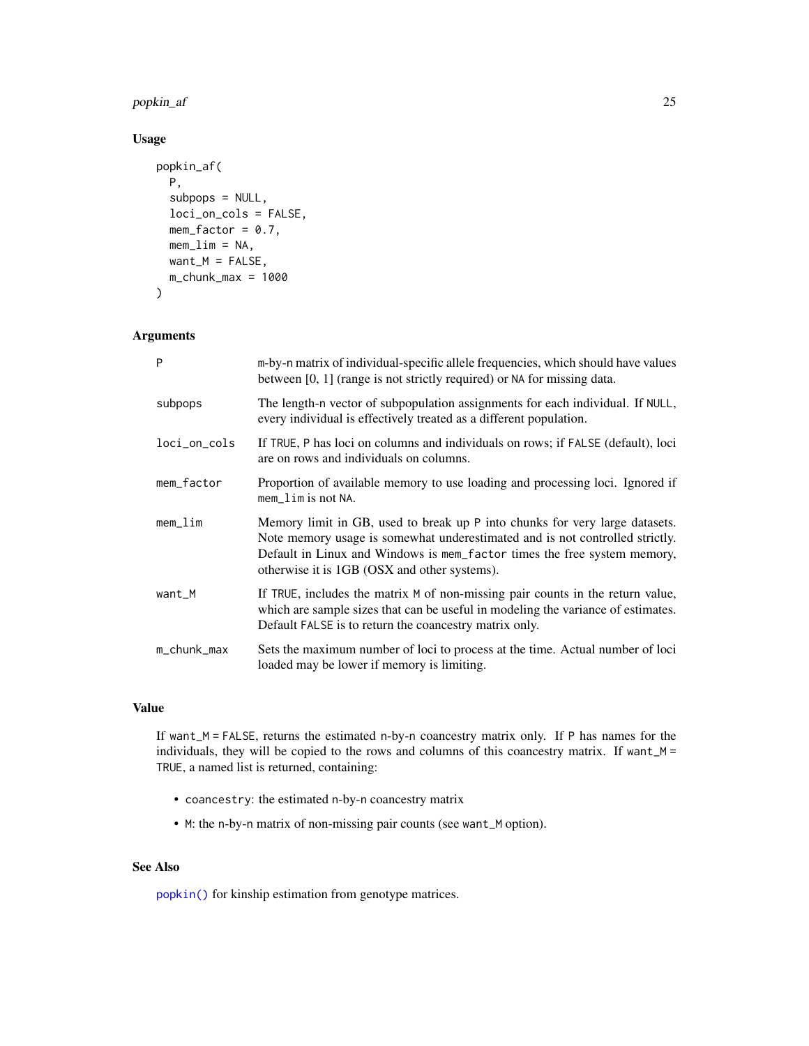## Usage

```
popkin_af(
  P,
  subpops = NULL,
  loci_on_cols = FALSE,
  mem_factor = 0.7,
  mem_lim = NA,
  want_M = FALSE,
  m_chunk_max = 1000
)
```

## Arguments

| | |
|---|---|
| P | m-by-n matrix of individual-specific allele frequencies, which should have values between [0, 1] (range is not strictly required) or NA for missing data. |
| subpops | The length-n vector of subpopulation assignments for each individual. If NULL, every individual is effectively treated as a different population. |
| loci_on_cols | If TRUE, P has loci on columns and individuals on rows; if FALSE (default), loci are on rows and individuals on columns. |
| mem_factor | Proportion of available memory to use loading and processing loci. Ignored if mem_lim is not NA. |
| mem_lim | Memory limit in GB, used to break up P into chunks for very large datasets. Note memory usage is somewhat underestimated and is not controlled strictly. Default in Linux and Windows is mem_factor times the free system memory, otherwise it is 1GB (OSX and other systems). |
| want_M | If TRUE, includes the matrix M of non-missing pair counts in the return value, which are sample sizes that can be useful in modeling the variance of estimates. Default FALSE is to return the coancestry matrix only. |
| m_chunk_max | Sets the maximum number of loci to process at the time. Actual number of loci loaded may be lower if memory is limiting. |

## Value

If want_M = FALSE, returns the estimated n-by-n coancestry matrix only. If P has names for the individuals, they will be copied to the rows and columns of this coancestry matrix. If want_M = TRUE, a named list is returned, containing:

- coancestry: the estimated n-by-n coancestry matrix
- M: the n-by-n matrix of non-missing pair counts (see want_M option).

## See Also

popkin() for kinship estimation from genotype matrices.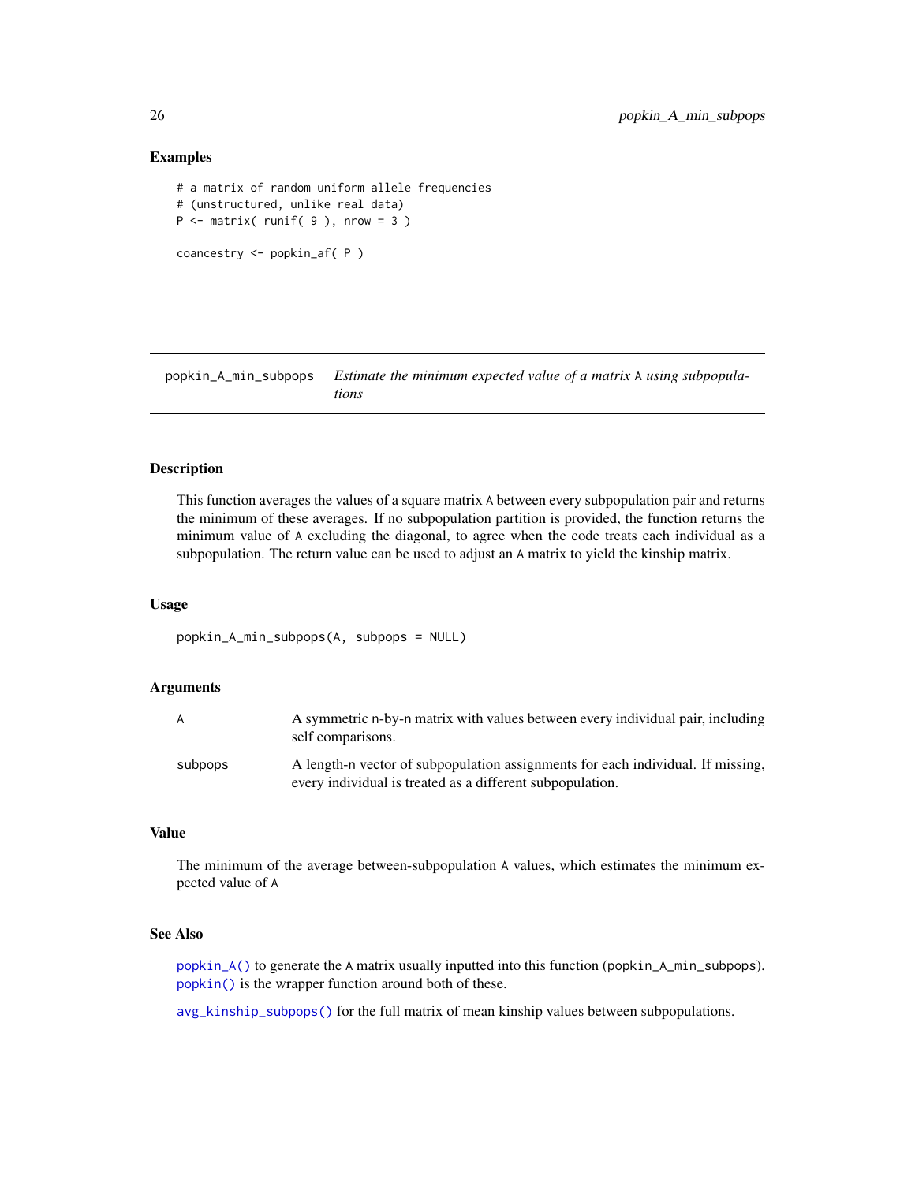## Examples

```
# a matrix of random uniform allele frequencies
# (unstructured, unlike real data)
P <- matrix( runif( 9 ), nrow = 3 )

coancestry <- popkin_af( P )
```

---

popkin_A_min_subpops    *Estimate the minimum expected value of a matrix* `A` *using subpopulations*

---

### Description

This function averages the values of a square matrix `A` between every subpopulation pair and returns the minimum of these averages. If no subpopulation partition is provided, the function returns the minimum value of `A` excluding the diagonal, to agree when the code treats each individual as a subpopulation. The return value can be used to adjust an `A` matrix to yield the kinship matrix.

### Usage

```
popkin_A_min_subpops(A, subpops = NULL)
```

### Arguments

| | |
|---|---|
| `A` | A symmetric n-by-n matrix with values between every individual pair, including self comparisons. |
| `subpops` | A length-n vector of subpopulation assignments for each individual. If missing, every individual is treated as a different subpopulation. |

### Value

The minimum of the average between-subpopulation `A` values, which estimates the minimum expected value of `A`

### See Also

`popkin_A()` to generate the `A` matrix usually inputted into this function (`popkin_A_min_subpops`). `popkin()` is the wrapper function around both of these.

`avg_kinship_subpops()` for the full matrix of mean kinship values between subpopulations.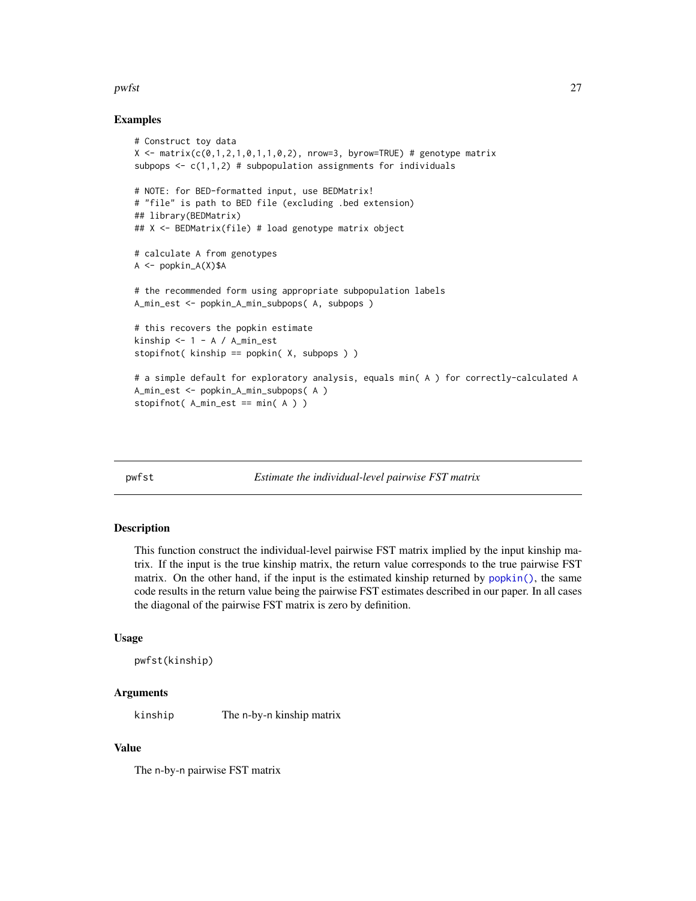## Examples

```
# Construct toy data
X <- matrix(c(0,1,2,1,0,1,1,0,2), nrow=3, byrow=TRUE) # genotype matrix
subpops <- c(1,1,2) # subpopulation assignments for individuals

# NOTE: for BED-formatted input, use BEDMatrix!
# "file" is path to BED file (excluding .bed extension)
## library(BEDMatrix)
## X <- BEDMatrix(file) # load genotype matrix object

# calculate A from genotypes
A <- popkin_A(X)$A

# the recommended form using appropriate subpopulation labels
A_min_est <- popkin_A_min_subpops( A, subpops )

# this recovers the popkin estimate
kinship <- 1 - A / A_min_est
stopifnot( kinship == popkin( X, subpops ) )

# a simple default for exploratory analysis, equals min( A ) for correctly-calculated A
A_min_est <- popkin_A_min_subpops( A )
stopifnot( A_min_est == min( A ) )
```

---

# pwfst — *Estimate the individual-level pairwise FST matrix*

## Description

This function construct the individual-level pairwise FST matrix implied by the input kinship matrix. If the input is the true kinship matrix, the return value corresponds to the true pairwise FST matrix. On the other hand, if the input is the estimated kinship returned by `popkin()`, the same code results in the return value being the pairwise FST estimates described in our paper. In all cases the diagonal of the pairwise FST matrix is zero by definition.

## Usage

```
pwfst(kinship)
```

## Arguments

| | |
|---|---|
| `kinship` | The n-by-n kinship matrix |

## Value

The n-by-n pairwise FST matrix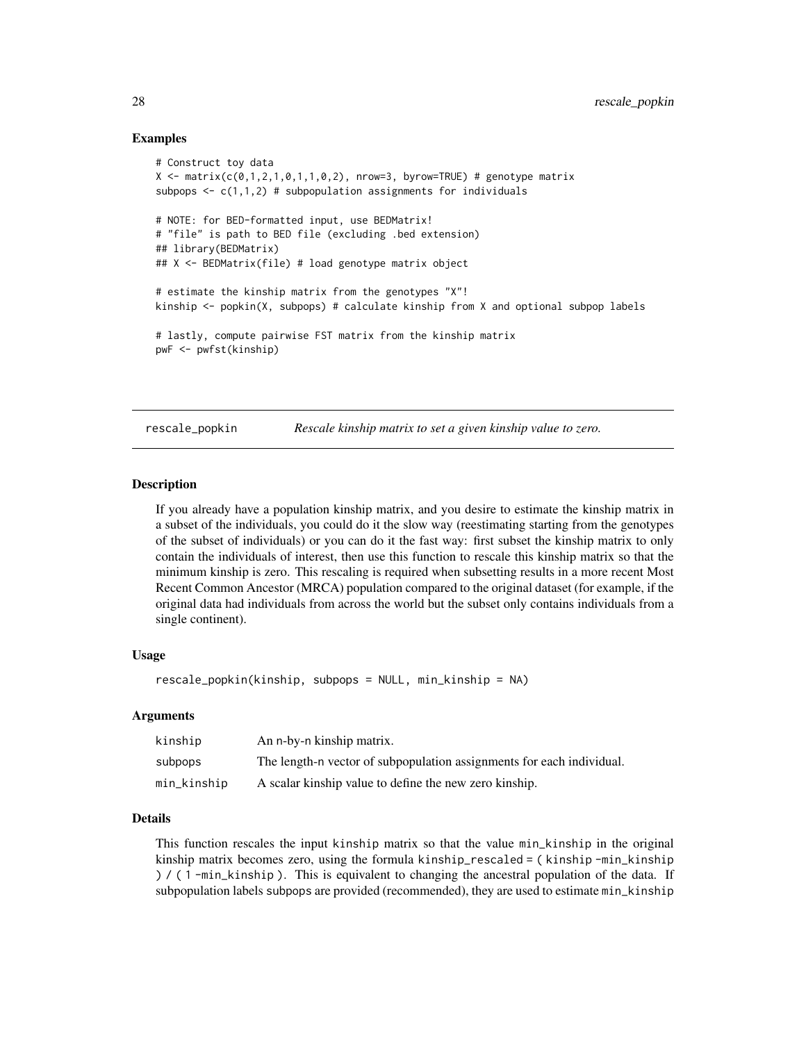### Examples

```
# Construct toy data
X <- matrix(c(0,1,2,1,0,1,1,0,2), nrow=3, byrow=TRUE) # genotype matrix
subpops <- c(1,1,2) # subpopulation assignments for individuals

# NOTE: for BED-formatted input, use BEDMatrix!
# "file" is path to BED file (excluding .bed extension)
## library(BEDMatrix)
## X <- BEDMatrix(file) # load genotype matrix object

# estimate the kinship matrix from the genotypes "X"!
kinship <- popkin(X, subpops) # calculate kinship from X and optional subpop labels

# lastly, compute pairwise FST matrix from the kinship matrix
pwF <- pwfst(kinship)
```

---

## rescale_popkin — *Rescale kinship matrix to set a given kinship value to zero.*

### Description

If you already have a population kinship matrix, and you desire to estimate the kinship matrix in a subset of the individuals, you could do it the slow way (reestimating starting from the genotypes of the subset of individuals) or you can do it the fast way: first subset the kinship matrix to only contain the individuals of interest, then use this function to rescale this kinship matrix so that the minimum kinship is zero. This rescaling is required when subsetting results in a more recent Most Recent Common Ancestor (MRCA) population compared to the original dataset (for example, if the original data had individuals from across the world but the subset only contains individuals from a single continent).

### Usage

```
rescale_popkin(kinship, subpops = NULL, min_kinship = NA)
```

### Arguments

| | |
|---|---|
| kinship | An n-by-n kinship matrix. |
| subpops | The length-n vector of subpopulation assignments for each individual. |
| min_kinship | A scalar kinship value to define the new zero kinship. |

### Details

This function rescales the input `kinship` matrix so that the value `min_kinship` in the original kinship matrix becomes zero, using the formula `kinship_rescaled = ( kinship - min_kinship ) / ( 1 - min_kinship )`. This is equivalent to changing the ancestral population of the data. If subpopulation labels `subpops` are provided (recommended), they are used to estimate `min_kinship`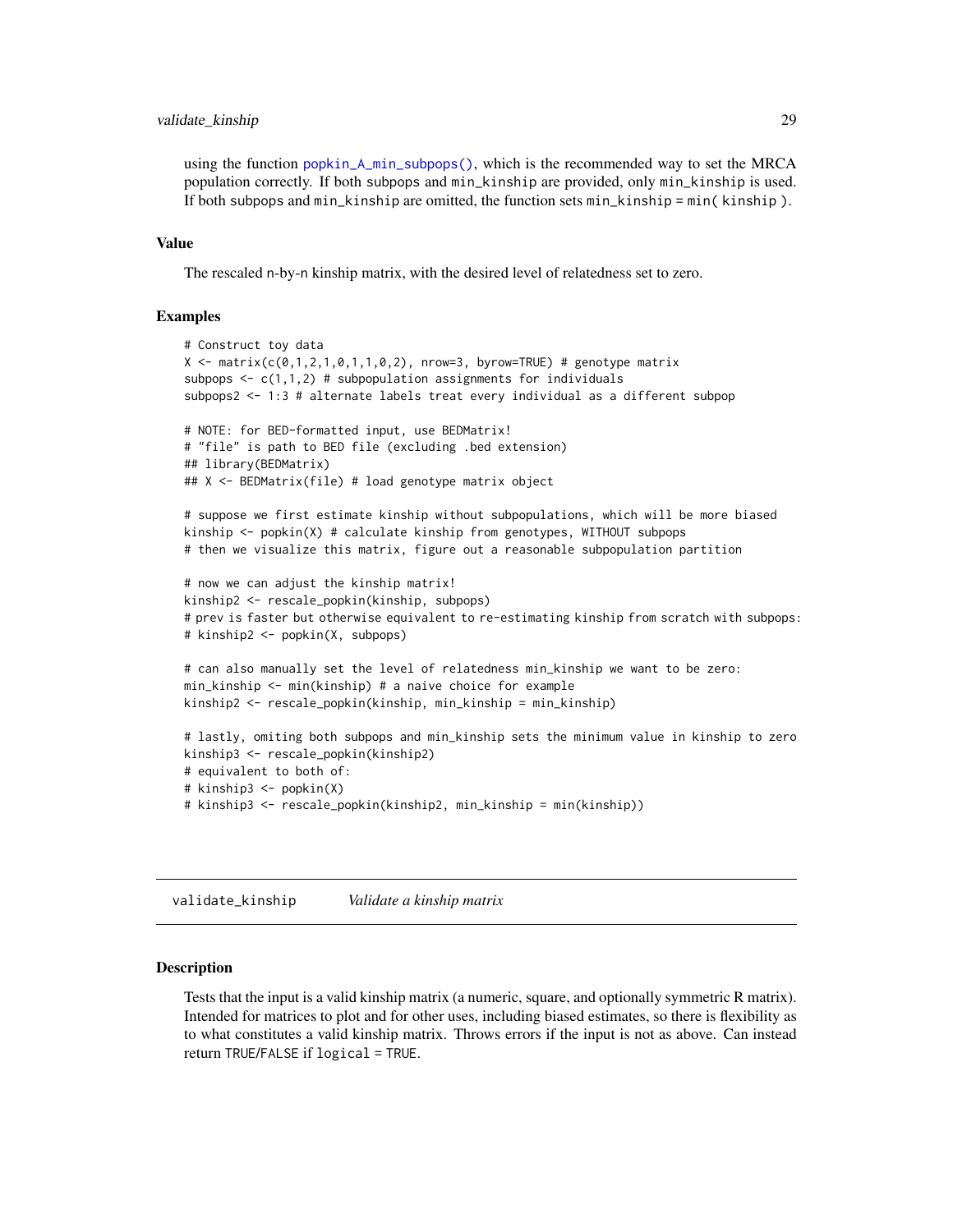using the function `popkin_A_min_subpops()`, which is the recommended way to set the MRCA population correctly. If both subpops and min_kinship are provided, only min_kinship is used. If both subpops and min_kinship are omitted, the function sets min_kinship = min( kinship ).

### Value

The rescaled n-by-n kinship matrix, with the desired level of relatedness set to zero.

### Examples

```
# Construct toy data
X <- matrix(c(0,1,2,1,0,1,1,0,2), nrow=3, byrow=TRUE) # genotype matrix
subpops <- c(1,1,2) # subpopulation assignments for individuals
subpops2 <- 1:3 # alternate labels treat every individual as a different subpop

# NOTE: for BED-formatted input, use BEDMatrix!
# "file" is path to BED file (excluding .bed extension)
## library(BEDMatrix)
## X <- BEDMatrix(file) # load genotype matrix object

# suppose we first estimate kinship without subpopulations, which will be more biased
kinship <- popkin(X) # calculate kinship from genotypes, WITHOUT subpops
# then we visualize this matrix, figure out a reasonable subpopulation partition

# now we can adjust the kinship matrix!
kinship2 <- rescale_popkin(kinship, subpops)
# prev is faster but otherwise equivalent to re-estimating kinship from scratch with subpops:
# kinship2 <- popkin(X, subpops)

# can also manually set the level of relatedness min_kinship we want to be zero:
min_kinship <- min(kinship) # a naive choice for example
kinship2 <- rescale_popkin(kinship, min_kinship = min_kinship)

# lastly, omiting both subpops and min_kinship sets the minimum value in kinship to zero
kinship3 <- rescale_popkin(kinship2)
# equivalent to both of:
# kinship3 <- popkin(X)
# kinship3 <- rescale_popkin(kinship2, min_kinship = min(kinship))
```

---

## validate_kinship    *Validate a kinship matrix*

---

### Description

Tests that the input is a valid kinship matrix (a numeric, square, and optionally symmetric R matrix). Intended for matrices to plot and for other uses, including biased estimates, so there is flexibility as to what constitutes a valid kinship matrix. Throws errors if the input is not as above. Can instead return TRUE/FALSE if logical = TRUE.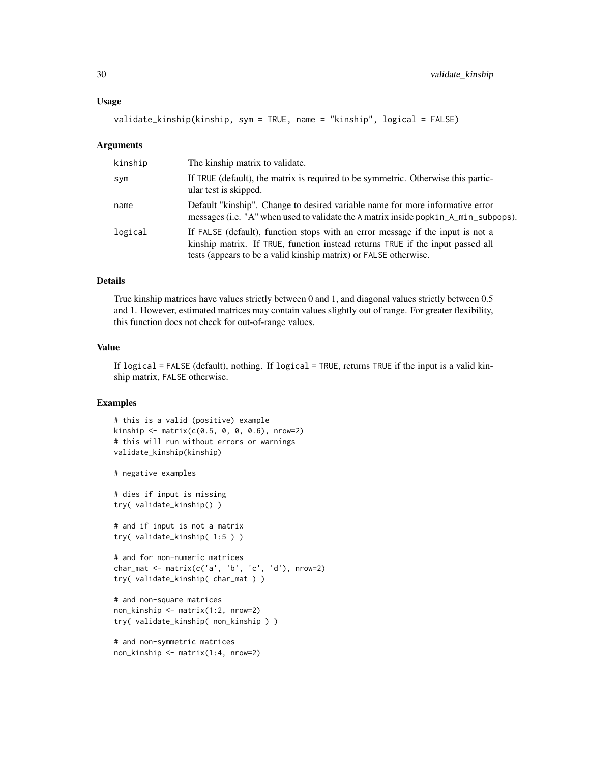### Usage

```
validate_kinship(kinship, sym = TRUE, name = "kinship", logical = FALSE)
```

### Arguments

| | |
|---|---|
| kinship | The kinship matrix to validate. |
| sym | If TRUE (default), the matrix is required to be symmetric. Otherwise this particular test is skipped. |
| name | Default "kinship". Change to desired variable name for more informative error messages (i.e. "A" when used to validate the A matrix inside popkin_A_min_subpops). |
| logical | If FALSE (default), function stops with an error message if the input is not a kinship matrix. If TRUE, function instead returns TRUE if the input passed all tests (appears to be a valid kinship matrix) or FALSE otherwise. |

### Details

True kinship matrices have values strictly between 0 and 1, and diagonal values strictly between 0.5 and 1. However, estimated matrices may contain values slightly out of range. For greater flexibility, this function does not check for out-of-range values.

### Value

If logical = FALSE (default), nothing. If logical = TRUE, returns TRUE if the input is a valid kinship matrix, FALSE otherwise.

### Examples

```
# this is a valid (positive) example
kinship <- matrix(c(0.5, 0, 0, 0.6), nrow=2)
# this will run without errors or warnings
validate_kinship(kinship)

# negative examples

# dies if input is missing
try( validate_kinship() )

# and if input is not a matrix
try( validate_kinship( 1:5 ) )

# and for non-numeric matrices
char_mat <- matrix(c('a', 'b', 'c', 'd'), nrow=2)
try( validate_kinship( char_mat ) )

# and non-square matrices
non_kinship <- matrix(1:2, nrow=2)
try( validate_kinship( non_kinship ) )

# and non-symmetric matrices
non_kinship <- matrix(1:4, nrow=2)
```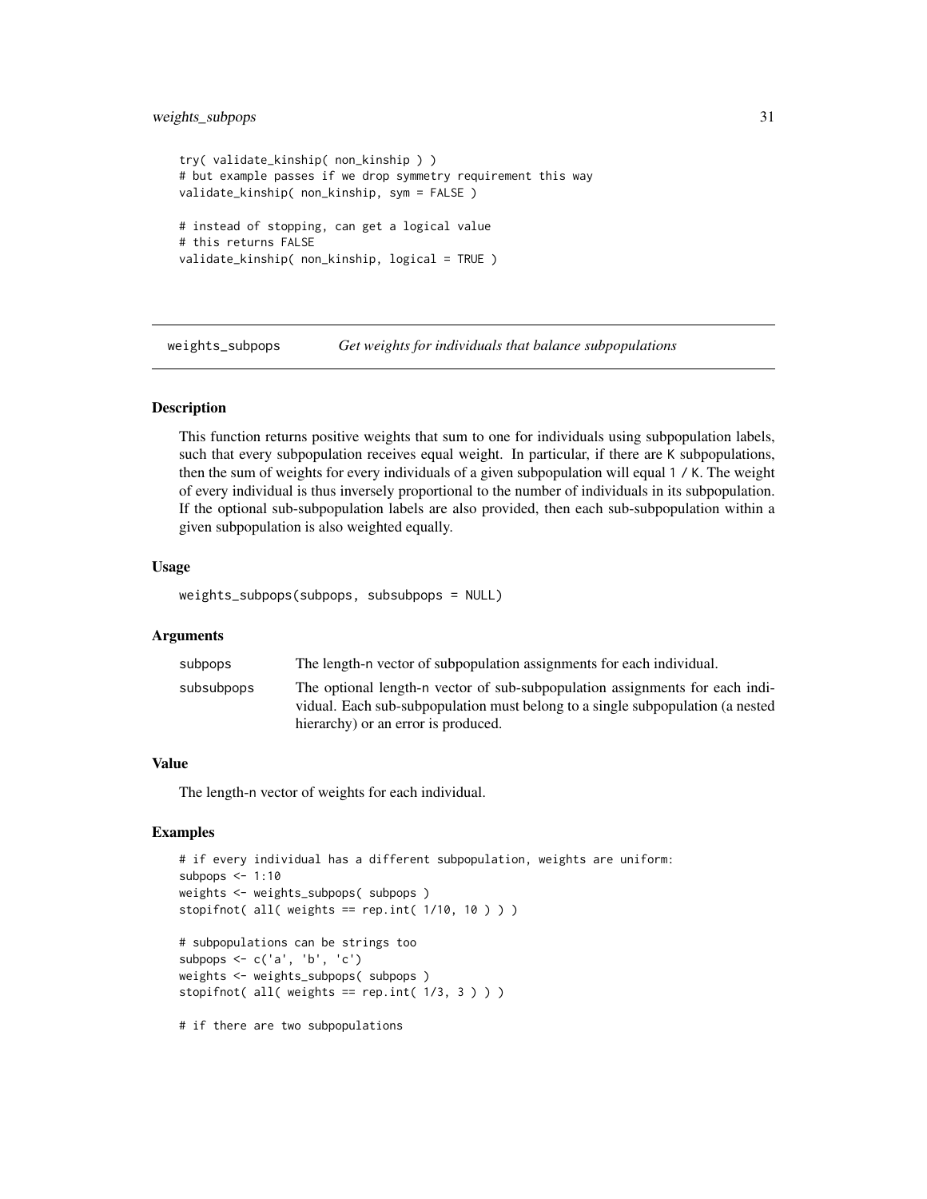```r
try( validate_kinship( non_kinship ) )
# but example passes if we drop symmetry requirement this way
validate_kinship( non_kinship, sym = FALSE )

# instead of stopping, can get a logical value
# this returns FALSE
validate_kinship( non_kinship, logical = TRUE )
```

## weights_subpops — *Get weights for individuals that balance subpopulations*

### Description

This function returns positive weights that sum to one for individuals using subpopulation labels, such that every subpopulation receives equal weight. In particular, if there are `K` subpopulations, then the sum of weights for every individuals of a given subpopulation will equal `1 / K`. The weight of every individual is thus inversely proportional to the number of individuals in its subpopulation. If the optional sub-subpopulation labels are also provided, then each sub-subpopulation within a given subpopulation is also weighted equally.

### Usage

```r
weights_subpops(subpops, subsubpops = NULL)
```

### Arguments

| | |
|---|---|
| `subpops` | The length-`n` vector of subpopulation assignments for each individual. |
| `subsubpops` | The optional length-`n` vector of sub-subpopulation assignments for each individual. Each sub-subpopulation must belong to a single subpopulation (a nested hierarchy) or an error is produced. |

### Value

The length-`n` vector of weights for each individual.

### Examples

```r
# if every individual has a different subpopulation, weights are uniform:
subpops <- 1:10
weights <- weights_subpops( subpops )
stopifnot( all( weights == rep.int( 1/10, 10 ) ) )

# subpopulations can be strings too
subpops <- c('a', 'b', 'c')
weights <- weights_subpops( subpops )
stopifnot( all( weights == rep.int( 1/3, 3 ) ) )

# if there are two subpopulations
```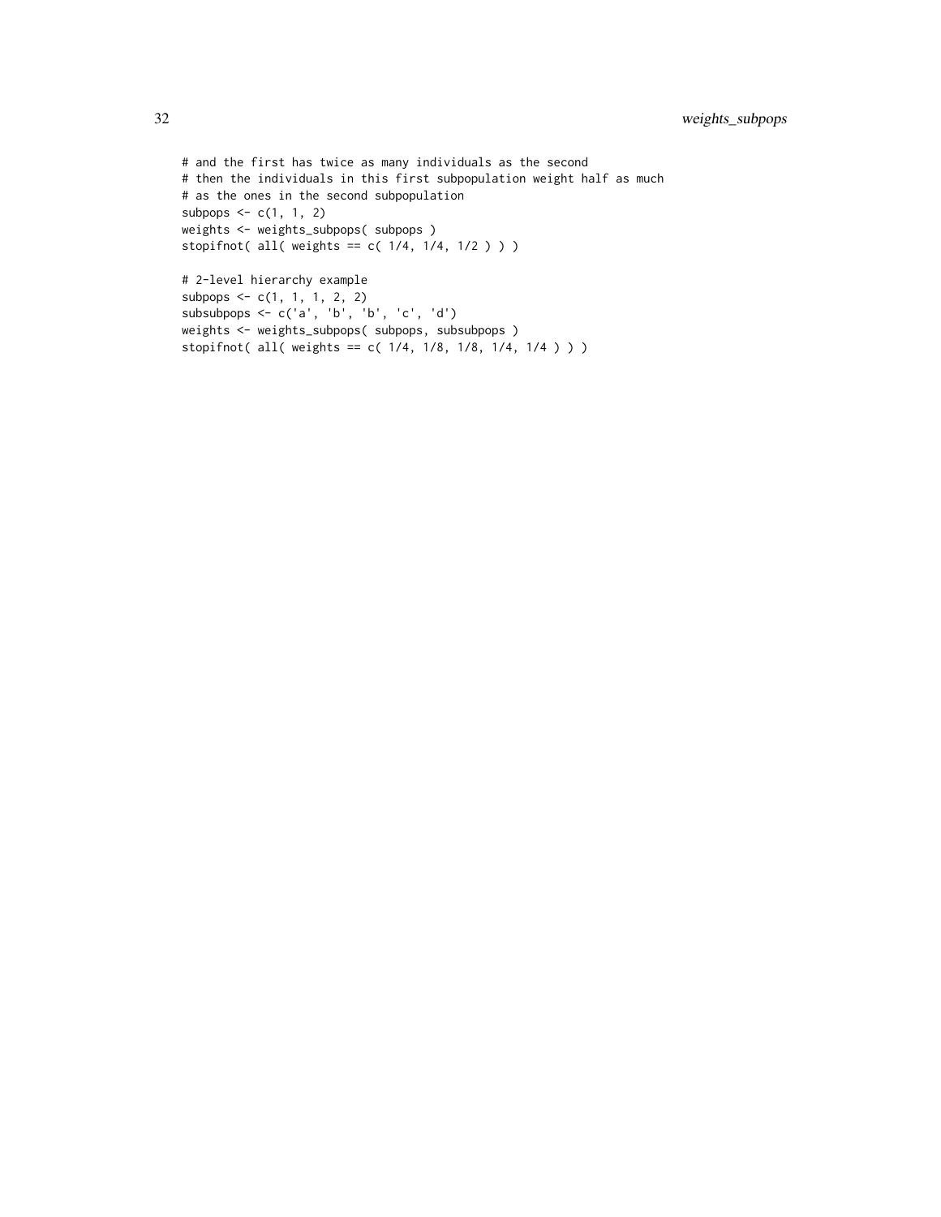```
# and the first has twice as many individuals as the second
# then the individuals in this first subpopulation weight half as much
# as the ones in the second subpopulation
subpops <- c(1, 1, 2)
weights <- weights_subpops( subpops )
stopifnot( all( weights == c( 1/4, 1/4, 1/2 ) ) )

# 2-level hierarchy example
subpops <- c(1, 1, 1, 2, 2)
subsubpops <- c('a', 'b', 'b', 'c', 'd')
weights <- weights_subpops( subpops, subsubpops )
stopifnot( all( weights == c( 1/4, 1/8, 1/8, 1/4, 1/4 ) ) )
```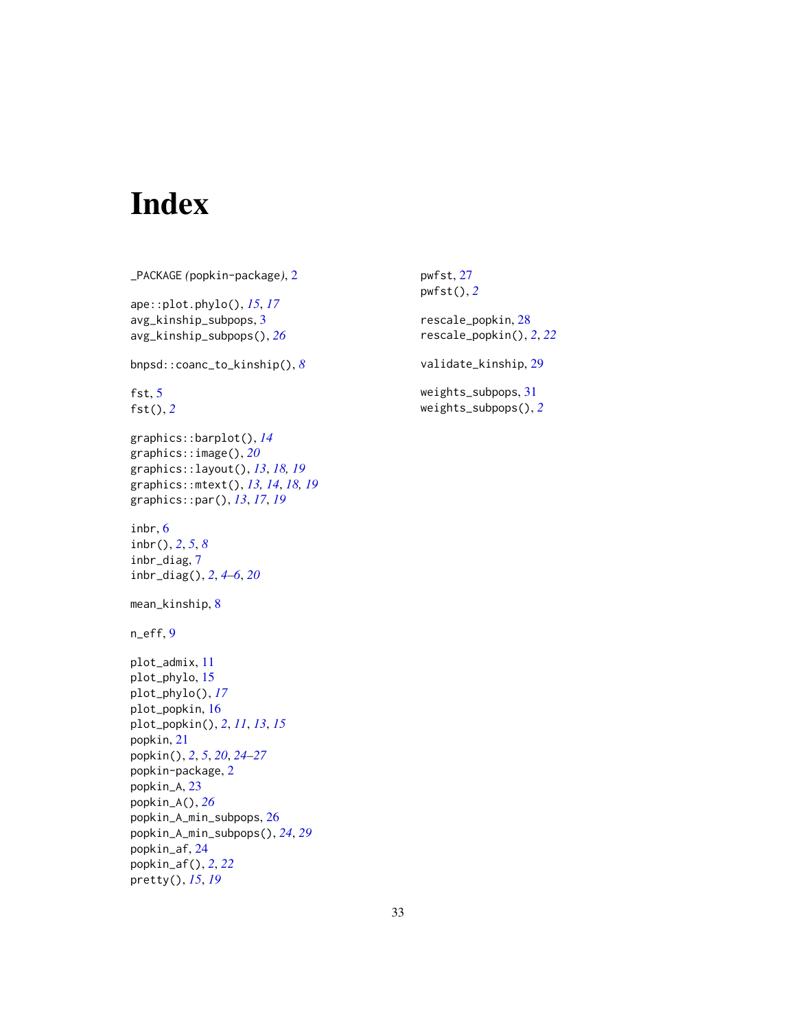# Index

_PACKAGE (popkin-package), 2

ape::plot.phylo(), *15*, *17*
avg_kinship_subpops, 3
avg_kinship_subpops(), *26*

bnpsd::coanc_to_kinship(), *8*

fst, 5
fst(), *2*

graphics::barplot(), *14*
graphics::image(), *20*
graphics::layout(), *13*, *18, 19*
graphics::mtext(), *13, 14*, *18, 19*
graphics::par(), *13*, *17*, *19*

inbr, 6
inbr(), *2*, *5*, *8*
inbr_diag, 7
inbr_diag(), *2*, *4–6*, *20*

mean_kinship, 8

n_eff, 9

plot_admix, 11
plot_phylo, 15
plot_phylo(), *17*
plot_popkin, 16
plot_popkin(), *2*, *11*, *13*, *15*
popkin, 21
popkin(), *2*, *5*, *20*, *24–27*
popkin-package, 2
popkin_A, 23
popkin_A(), *26*
popkin_A_min_subpops, 26
popkin_A_min_subpops(), *24*, *29*
popkin_af, 24
popkin_af(), *2*, *22*
pretty(), *15*, *19*

pwfst, 27
pwfst(), *2*

rescale_popkin, 28
rescale_popkin(), *2*, *22*

validate_kinship, 29

weights_subpops, 31
weights_subpops(), *2*